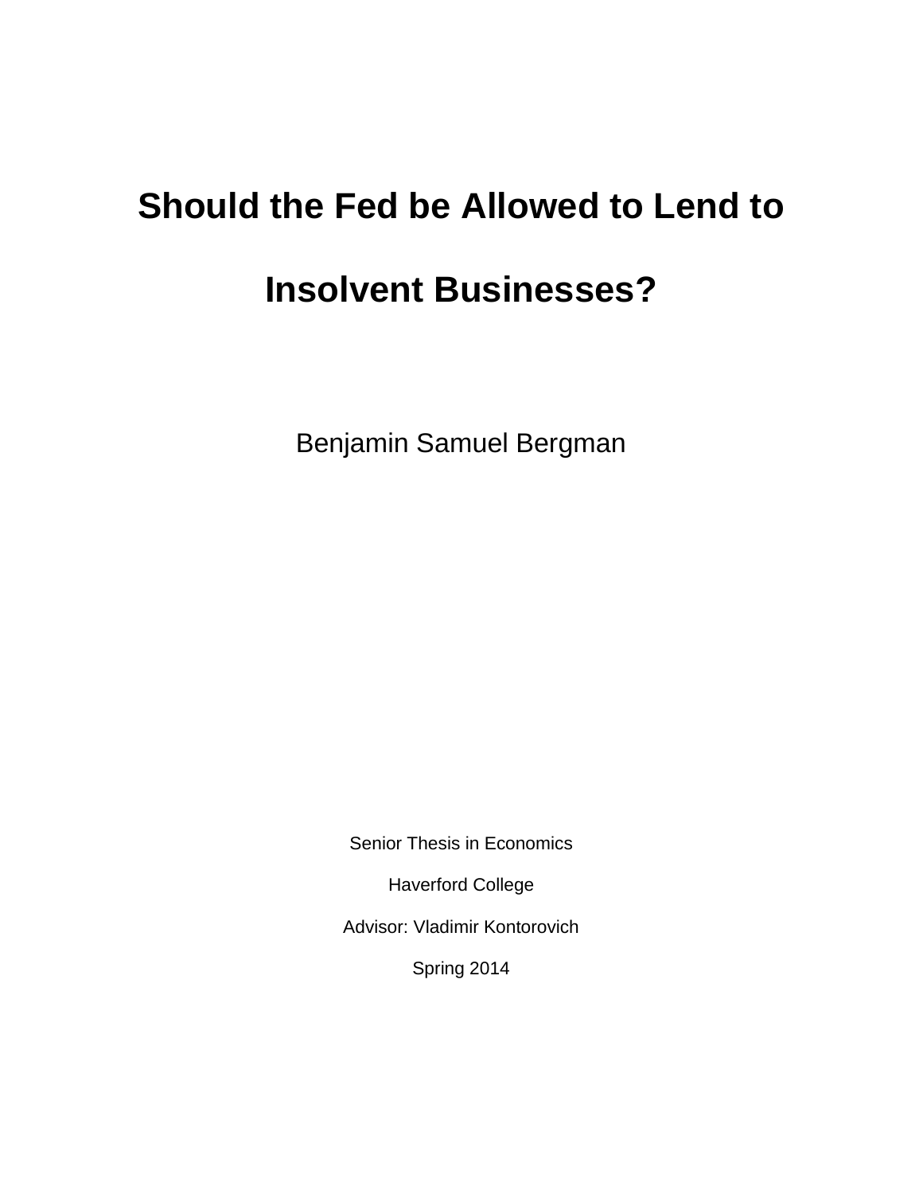# Should the Fed be Allowed to Lend to Insolvent Businesses?

Benjamin Samuel Bergman

Senior Thesis in Economics

Haverford College

Advisor: Vladimir Kontorovich

Spring 2014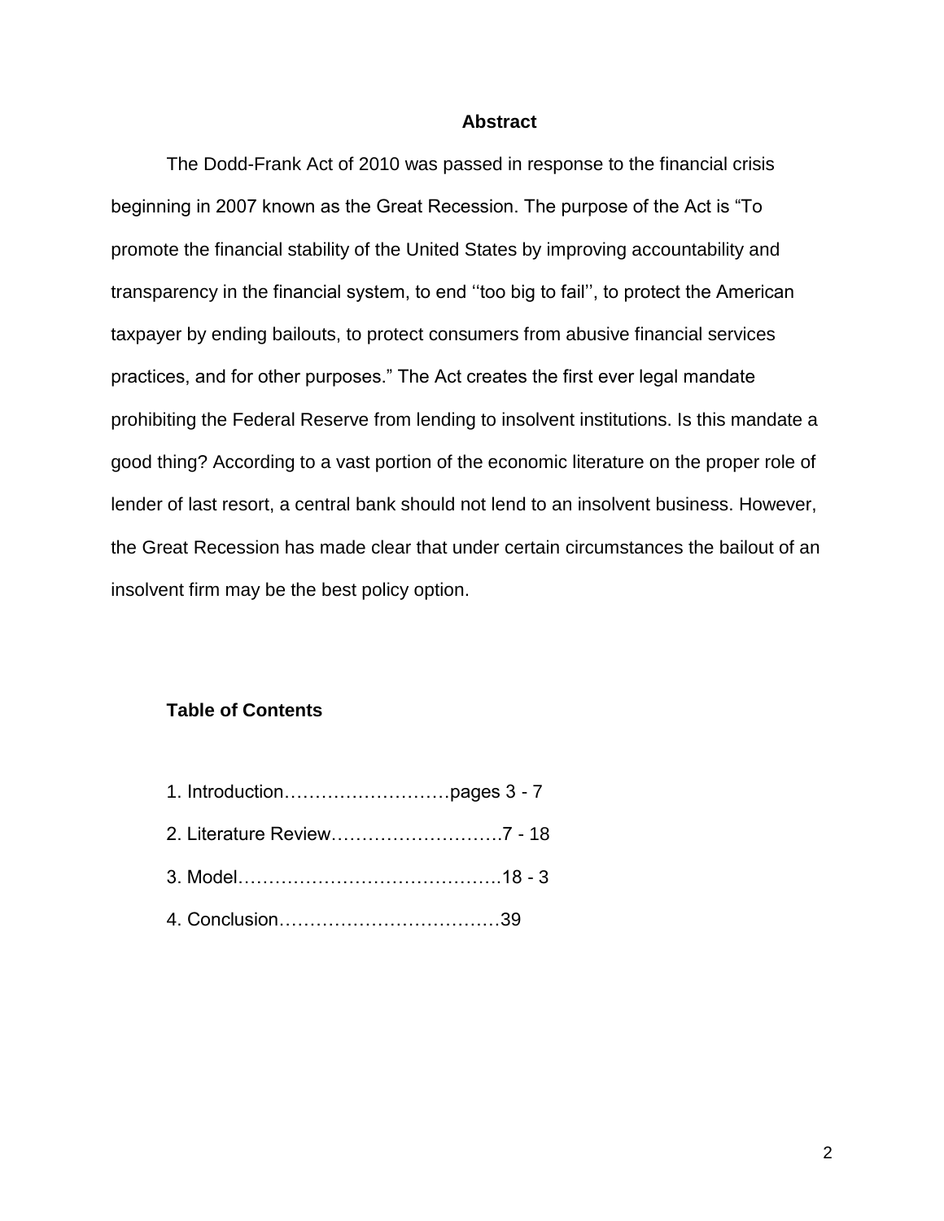# Abstract

The Dodd-Frank Act of 2010 was passed in response to the financial crisis beginning in 2007 known as the Great Recession. The purpose of the Act is "To promote the financial stability of the United States by improving accountability and transparency in the financial system, to end ''too big to fail'', to protect the American taxpayer by ending bailouts, to protect consumers from abusive financial services practices, and for other purposes." The Act creates the first ever legal mandate prohibiting the Federal Reserve from lending to insolvent institutions. Is this mandate a good thing? According to a vast portion of the economic literature on the proper role of lender of last resort, a central bank should not lend to an insolvent business. However, the Great Recession has made clear that under certain circumstances the bailout of an insolvent firm may be the best policy option.

## Table of Contents

1. Introduction………………………pages 3 - 7
2. Literature Review……………………….7 - 18
3. Model…………………………………….18 - 3
4. Conclusion………………………………39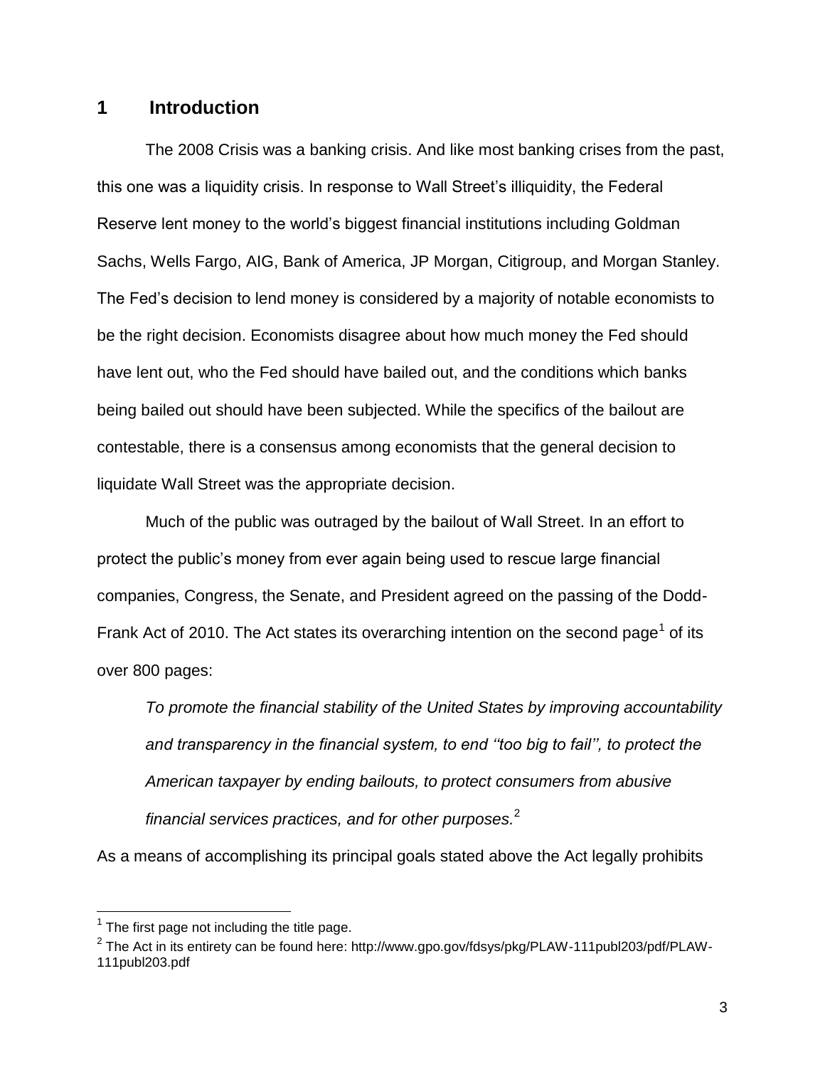# 1 Introduction

The 2008 Crisis was a banking crisis. And like most banking crises from the past, this one was a liquidity crisis. In response to Wall Street's illiquidity, the Federal Reserve lent money to the world's biggest financial institutions including Goldman Sachs, Wells Fargo, AIG, Bank of America, JP Morgan, Citigroup, and Morgan Stanley. The Fed's decision to lend money is considered by a majority of notable economists to be the right decision. Economists disagree about how much money the Fed should have lent out, who the Fed should have bailed out, and the conditions which banks being bailed out should have been subjected. While the specifics of the bailout are contestable, there is a consensus among economists that the general decision to liquidate Wall Street was the appropriate decision.

Much of the public was outraged by the bailout of Wall Street. In an effort to protect the public's money from ever again being used to rescue large financial companies, Congress, the Senate, and President agreed on the passing of the Dodd-Frank Act of 2010. The Act states its overarching intention on the second page[1] of its over 800 pages:

> *To promote the financial stability of the United States by improving accountability and transparency in the financial system, to end ''too big to fail'', to protect the American taxpayer by ending bailouts, to protect consumers from abusive financial services practices, and for other purposes.*[2]

As a means of accomplishing its principal goals stated above the Act legally prohibits

---

[1] The first page not including the title page.

[2] The Act in its entirety can be found here: http://www.gpo.gov/fdsys/pkg/PLAW-111publ203/pdf/PLAW-111publ203.pdf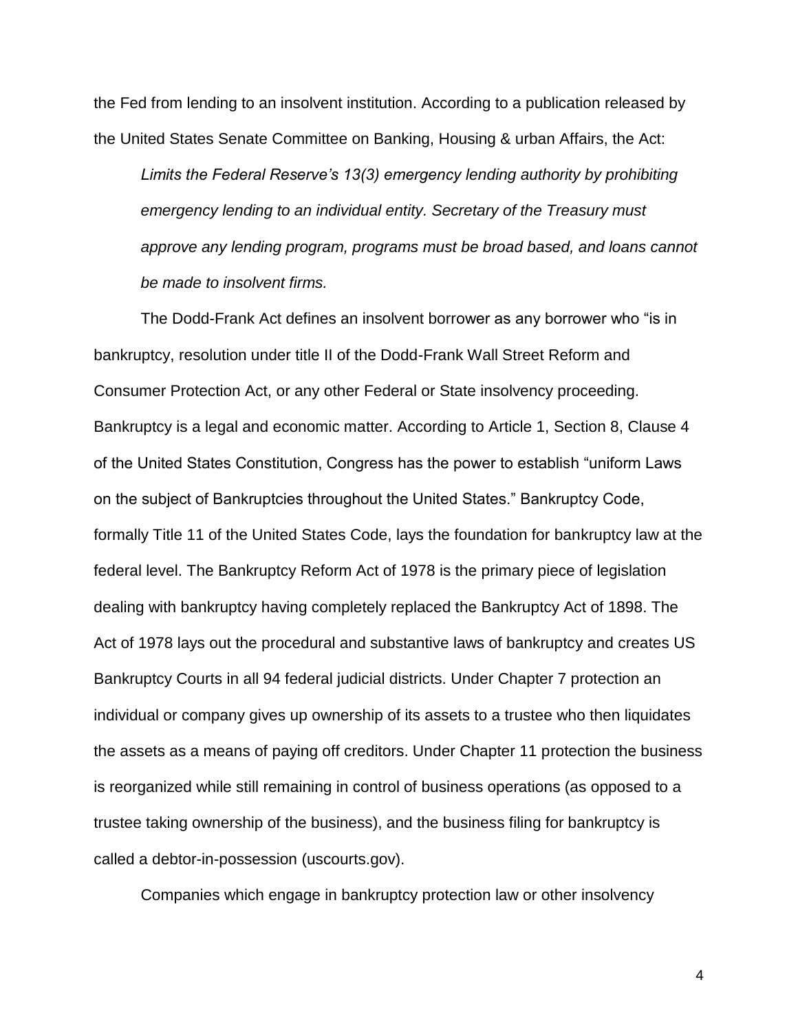the Fed from lending to an insolvent institution. According to a publication released by the United States Senate Committee on Banking, Housing & urban Affairs, the Act:

> *Limits the Federal Reserve's 13(3) emergency lending authority by prohibiting emergency lending to an individual entity. Secretary of the Treasury must approve any lending program, programs must be broad based, and loans cannot be made to insolvent firms.*

The Dodd-Frank Act defines an insolvent borrower as any borrower who "is in bankruptcy, resolution under title II of the Dodd-Frank Wall Street Reform and Consumer Protection Act, or any other Federal or State insolvency proceeding. Bankruptcy is a legal and economic matter. According to Article 1, Section 8, Clause 4 of the United States Constitution, Congress has the power to establish "uniform Laws on the subject of Bankruptcies throughout the United States." Bankruptcy Code, formally Title 11 of the United States Code, lays the foundation for bankruptcy law at the federal level. The Bankruptcy Reform Act of 1978 is the primary piece of legislation dealing with bankruptcy having completely replaced the Bankruptcy Act of 1898. The Act of 1978 lays out the procedural and substantive laws of bankruptcy and creates US Bankruptcy Courts in all 94 federal judicial districts. Under Chapter 7 protection an individual or company gives up ownership of its assets to a trustee who then liquidates the assets as a means of paying off creditors. Under Chapter 11 protection the business is reorganized while still remaining in control of business operations (as opposed to a trustee taking ownership of the business), and the business filing for bankruptcy is called a debtor-in-possession (uscourts.gov).

Companies which engage in bankruptcy protection law or other insolvency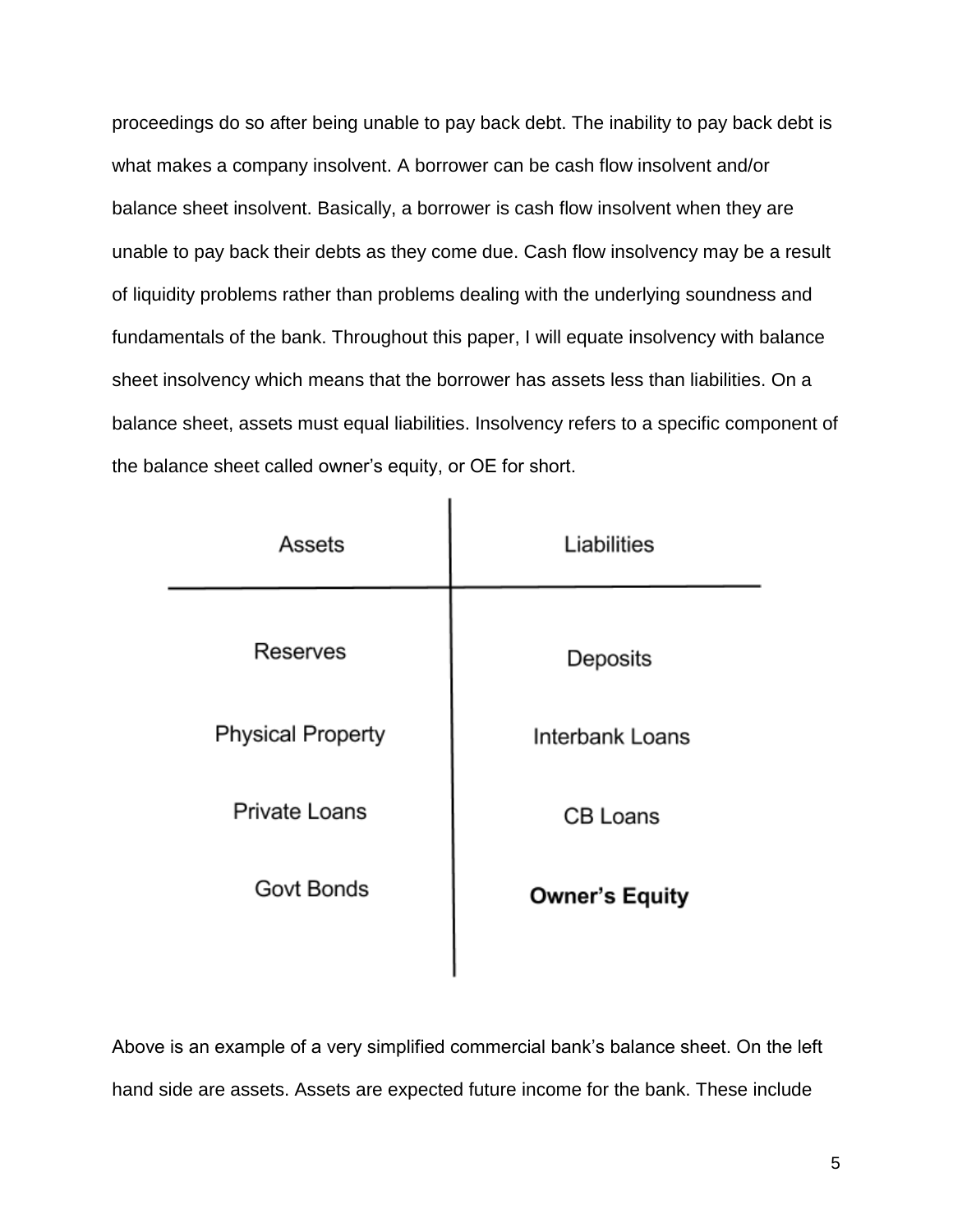proceedings do so after being unable to pay back debt. The inability to pay back debt is what makes a company insolvent. A borrower can be cash flow insolvent and/or balance sheet insolvent. Basically, a borrower is cash flow insolvent when they are unable to pay back their debts as they come due. Cash flow insolvency may be a result of liquidity problems rather than problems dealing with the underlying soundness and fundamentals of the bank. Throughout this paper, I will equate insolvency with balance sheet insolvency which means that the borrower has assets less than liabilities. On a balance sheet, assets must equal liabilities. Insolvency refers to a specific component of the balance sheet called owner's equity, or OE for short.

| Assets | Liabilities |
| --- | --- |
| Reserves | Deposits |
| Physical Property | Interbank Loans |
| Private Loans | CB Loans |
| Govt Bonds | **Owner's Equity** |

Above is an example of a very simplified commercial bank's balance sheet. On the left hand side are assets. Assets are expected future income for the bank. These include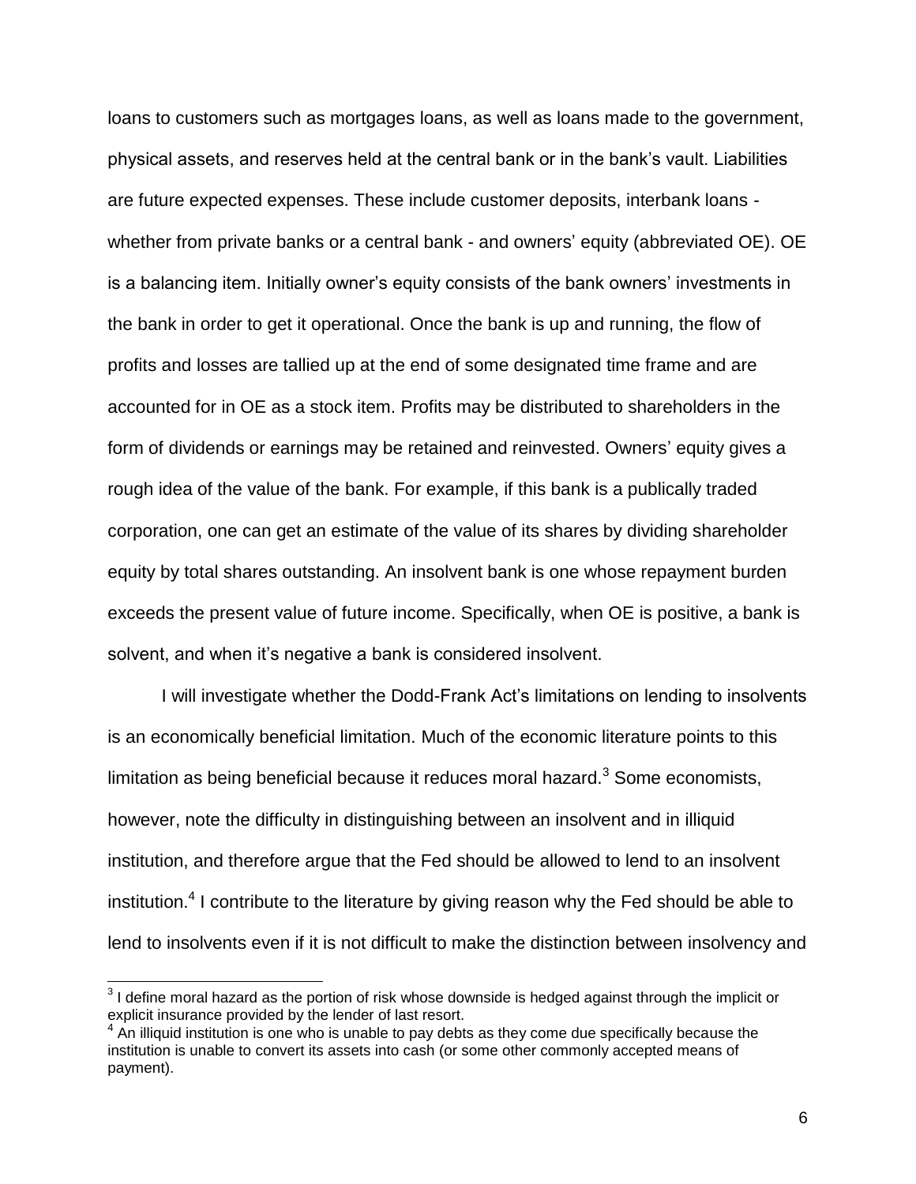loans to customers such as mortgages loans, as well as loans made to the government, physical assets, and reserves held at the central bank or in the bank's vault. Liabilities are future expected expenses. These include customer deposits, interbank loans - whether from private banks or a central bank - and owners' equity (abbreviated OE). OE is a balancing item. Initially owner's equity consists of the bank owners' investments in the bank in order to get it operational. Once the bank is up and running, the flow of profits and losses are tallied up at the end of some designated time frame and are accounted for in OE as a stock item. Profits may be distributed to shareholders in the form of dividends or earnings may be retained and reinvested. Owners' equity gives a rough idea of the value of the bank. For example, if this bank is a publically traded corporation, one can get an estimate of the value of its shares by dividing shareholder equity by total shares outstanding. An insolvent bank is one whose repayment burden exceeds the present value of future income. Specifically, when OE is positive, a bank is solvent, and when it's negative a bank is considered insolvent.

I will investigate whether the Dodd-Frank Act's limitations on lending to insolvents is an economically beneficial limitation. Much of the economic literature points to this limitation as being beneficial because it reduces moral hazard.[3] Some economists, however, note the difficulty in distinguishing between an insolvent and in illiquid institution, and therefore argue that the Fed should be allowed to lend to an insolvent institution.[4] I contribute to the literature by giving reason why the Fed should be able to lend to insolvents even if it is not difficult to make the distinction between insolvency and

[3] I define moral hazard as the portion of risk whose downside is hedged against through the implicit or explicit insurance provided by the lender of last resort.

[4] An illiquid institution is one who is unable to pay debts as they come due specifically because the institution is unable to convert its assets into cash (or some other commonly accepted means of payment).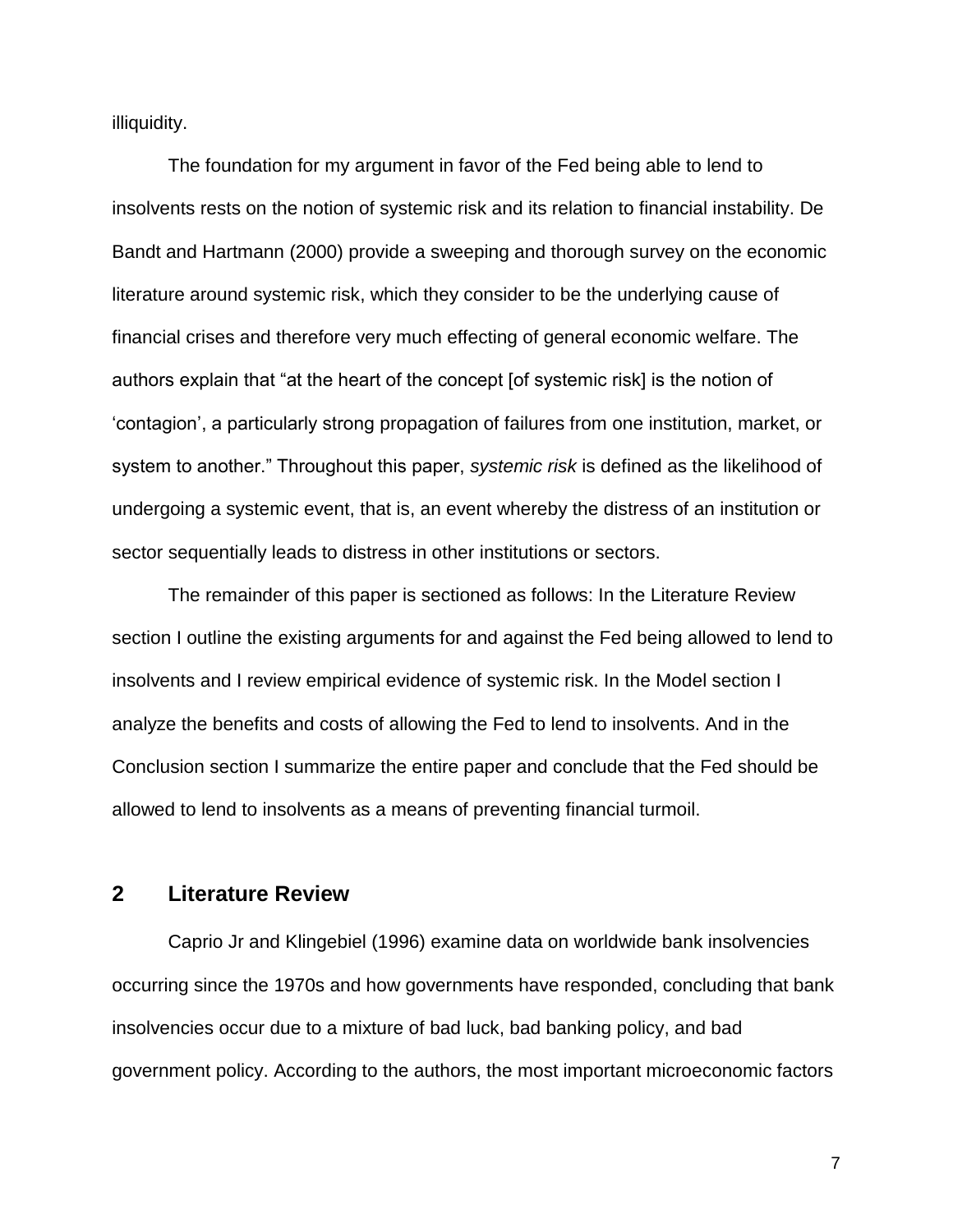illiquidity.

The foundation for my argument in favor of the Fed being able to lend to insolvents rests on the notion of systemic risk and its relation to financial instability. De Bandt and Hartmann (2000) provide a sweeping and thorough survey on the economic literature around systemic risk, which they consider to be the underlying cause of financial crises and therefore very much effecting of general economic welfare. The authors explain that "at the heart of the concept [of systemic risk] is the notion of 'contagion', a particularly strong propagation of failures from one institution, market, or system to another." Throughout this paper, *systemic risk* is defined as the likelihood of undergoing a systemic event, that is, an event whereby the distress of an institution or sector sequentially leads to distress in other institutions or sectors.

The remainder of this paper is sectioned as follows: In the Literature Review section I outline the existing arguments for and against the Fed being allowed to lend to insolvents and I review empirical evidence of systemic risk. In the Model section I analyze the benefits and costs of allowing the Fed to lend to insolvents. And in the Conclusion section I summarize the entire paper and conclude that the Fed should be allowed to lend to insolvents as a means of preventing financial turmoil.

## 2 Literature Review

Caprio Jr and Klingebiel (1996) examine data on worldwide bank insolvencies occurring since the 1970s and how governments have responded, concluding that bank insolvencies occur due to a mixture of bad luck, bad banking policy, and bad government policy. According to the authors, the most important microeconomic factors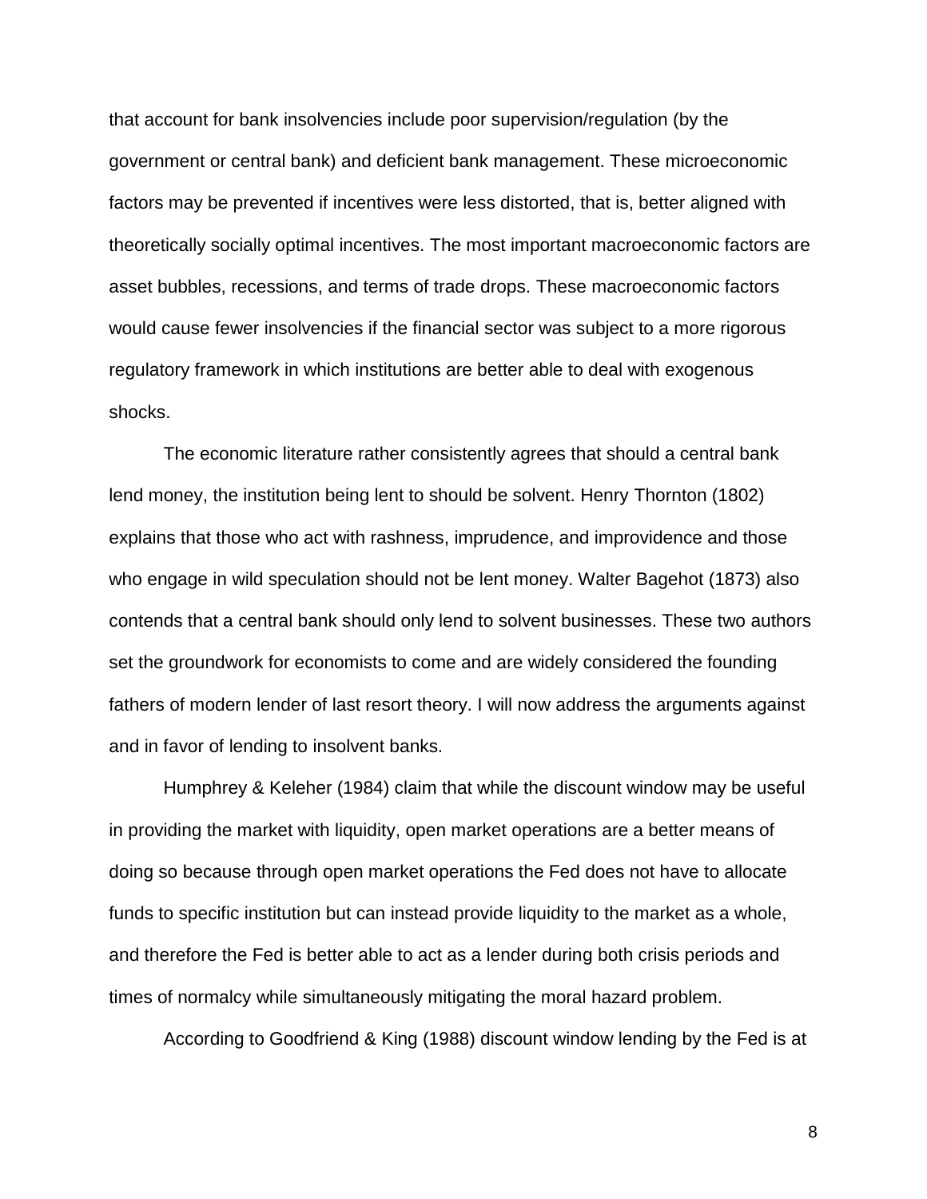that account for bank insolvencies include poor supervision/regulation (by the government or central bank) and deficient bank management. These microeconomic factors may be prevented if incentives were less distorted, that is, better aligned with theoretically socially optimal incentives. The most important macroeconomic factors are asset bubbles, recessions, and terms of trade drops. These macroeconomic factors would cause fewer insolvencies if the financial sector was subject to a more rigorous regulatory framework in which institutions are better able to deal with exogenous shocks.

The economic literature rather consistently agrees that should a central bank lend money, the institution being lent to should be solvent. Henry Thornton (1802) explains that those who act with rashness, imprudence, and improvidence and those who engage in wild speculation should not be lent money. Walter Bagehot (1873) also contends that a central bank should only lend to solvent businesses. These two authors set the groundwork for economists to come and are widely considered the founding fathers of modern lender of last resort theory. I will now address the arguments against and in favor of lending to insolvent banks.

Humphrey & Keleher (1984) claim that while the discount window may be useful in providing the market with liquidity, open market operations are a better means of doing so because through open market operations the Fed does not have to allocate funds to specific institution but can instead provide liquidity to the market as a whole, and therefore the Fed is better able to act as a lender during both crisis periods and times of normalcy while simultaneously mitigating the moral hazard problem.

According to Goodfriend & King (1988) discount window lending by the Fed is at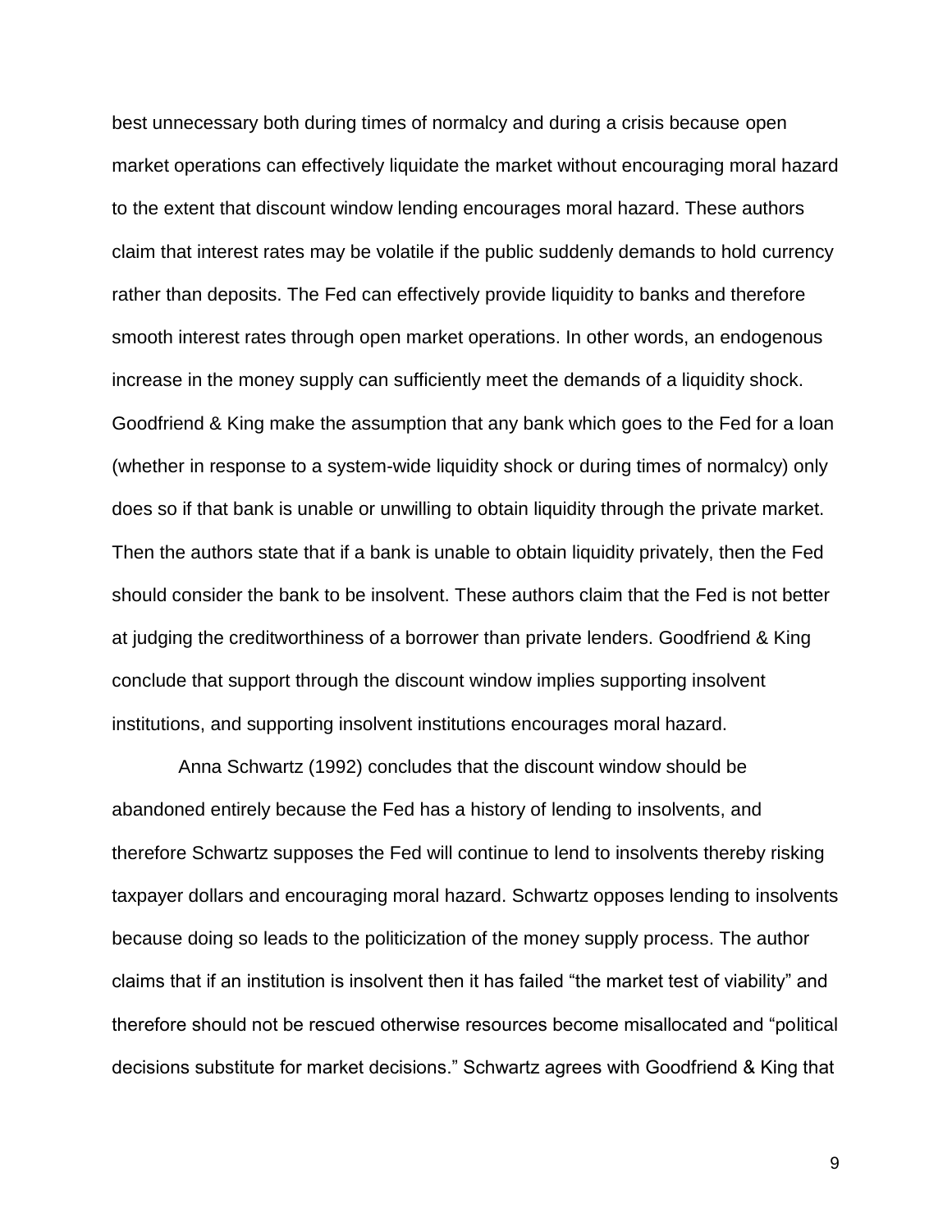best unnecessary both during times of normalcy and during a crisis because open market operations can effectively liquidate the market without encouraging moral hazard to the extent that discount window lending encourages moral hazard. These authors claim that interest rates may be volatile if the public suddenly demands to hold currency rather than deposits. The Fed can effectively provide liquidity to banks and therefore smooth interest rates through open market operations. In other words, an endogenous increase in the money supply can sufficiently meet the demands of a liquidity shock. Goodfriend & King make the assumption that any bank which goes to the Fed for a loan (whether in response to a system-wide liquidity shock or during times of normalcy) only does so if that bank is unable or unwilling to obtain liquidity through the private market. Then the authors state that if a bank is unable to obtain liquidity privately, then the Fed should consider the bank to be insolvent. These authors claim that the Fed is not better at judging the creditworthiness of a borrower than private lenders. Goodfriend & King conclude that support through the discount window implies supporting insolvent institutions, and supporting insolvent institutions encourages moral hazard.

Anna Schwartz (1992) concludes that the discount window should be abandoned entirely because the Fed has a history of lending to insolvents, and therefore Schwartz supposes the Fed will continue to lend to insolvents thereby risking taxpayer dollars and encouraging moral hazard. Schwartz opposes lending to insolvents because doing so leads to the politicization of the money supply process. The author claims that if an institution is insolvent then it has failed "the market test of viability" and therefore should not be rescued otherwise resources become misallocated and "political decisions substitute for market decisions." Schwartz agrees with Goodfriend & King that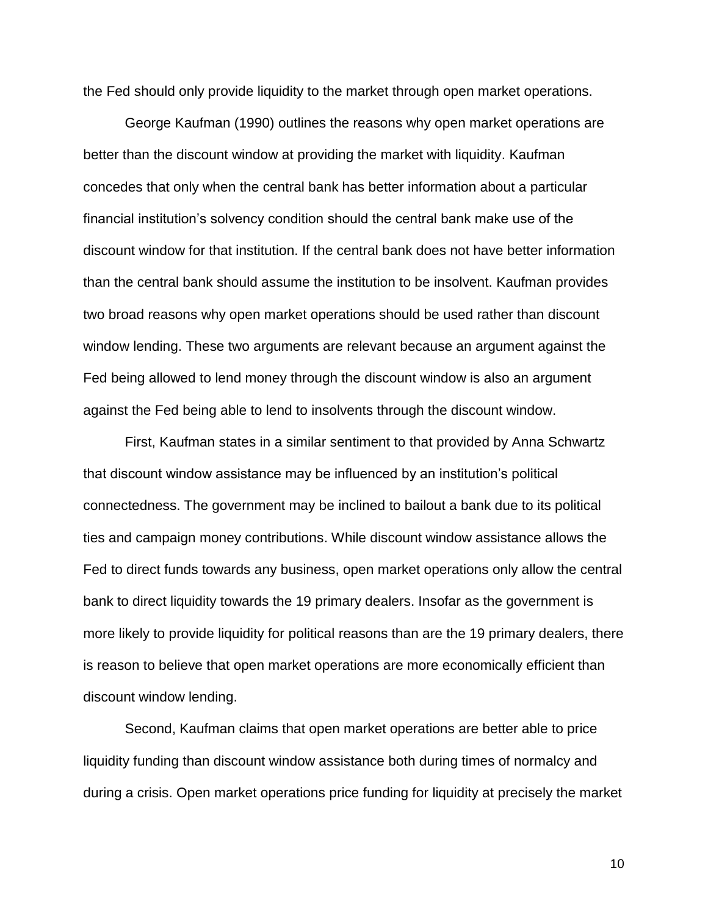the Fed should only provide liquidity to the market through open market operations.

George Kaufman (1990) outlines the reasons why open market operations are better than the discount window at providing the market with liquidity. Kaufman concedes that only when the central bank has better information about a particular financial institution's solvency condition should the central bank make use of the discount window for that institution. If the central bank does not have better information than the central bank should assume the institution to be insolvent. Kaufman provides two broad reasons why open market operations should be used rather than discount window lending. These two arguments are relevant because an argument against the Fed being allowed to lend money through the discount window is also an argument against the Fed being able to lend to insolvents through the discount window.

First, Kaufman states in a similar sentiment to that provided by Anna Schwartz that discount window assistance may be influenced by an institution's political connectedness. The government may be inclined to bailout a bank due to its political ties and campaign money contributions. While discount window assistance allows the Fed to direct funds towards any business, open market operations only allow the central bank to direct liquidity towards the 19 primary dealers. Insofar as the government is more likely to provide liquidity for political reasons than are the 19 primary dealers, there is reason to believe that open market operations are more economically efficient than discount window lending.

Second, Kaufman claims that open market operations are better able to price liquidity funding than discount window assistance both during times of normalcy and during a crisis. Open market operations price funding for liquidity at precisely the market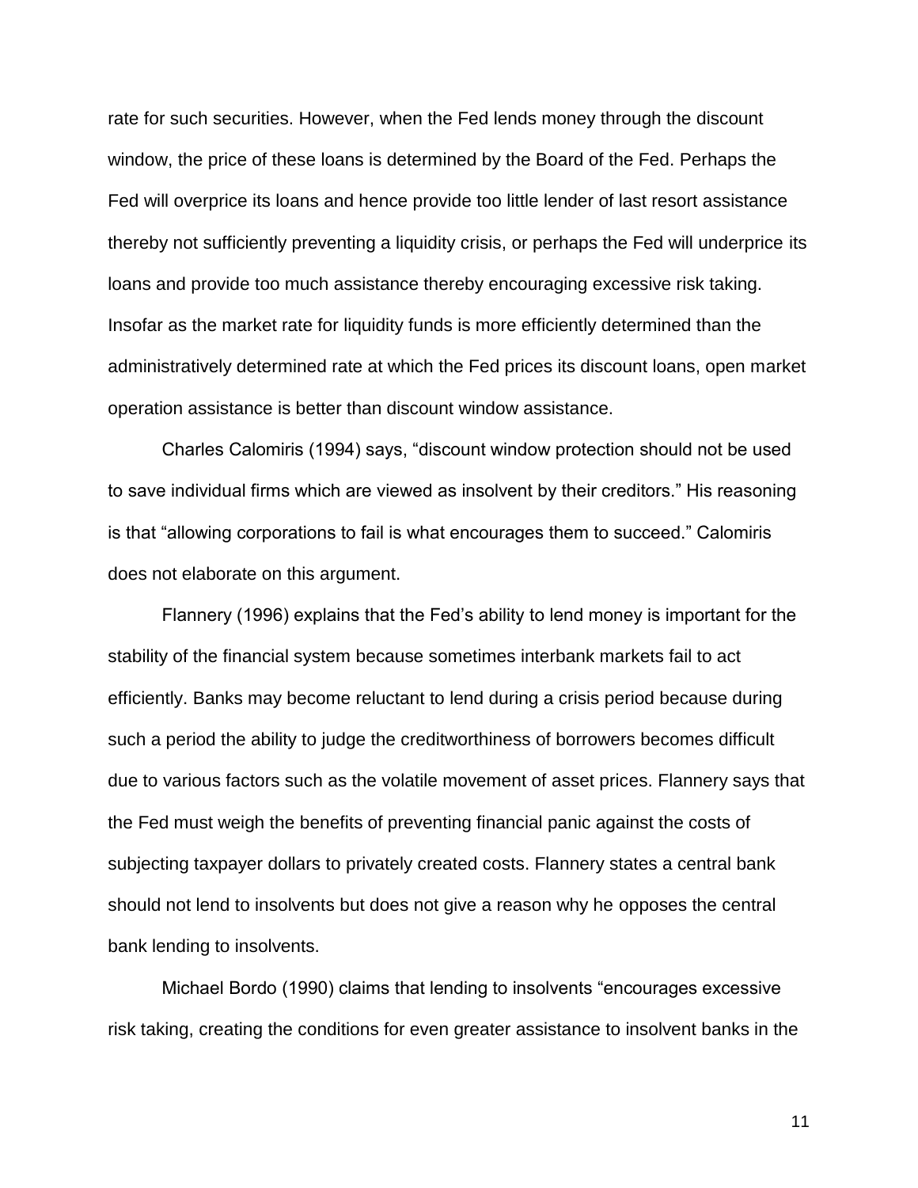rate for such securities. However, when the Fed lends money through the discount window, the price of these loans is determined by the Board of the Fed. Perhaps the Fed will overprice its loans and hence provide too little lender of last resort assistance thereby not sufficiently preventing a liquidity crisis, or perhaps the Fed will underprice its loans and provide too much assistance thereby encouraging excessive risk taking. Insofar as the market rate for liquidity funds is more efficiently determined than the administratively determined rate at which the Fed prices its discount loans, open market operation assistance is better than discount window assistance.

Charles Calomiris (1994) says, “discount window protection should not be used to save individual firms which are viewed as insolvent by their creditors.” His reasoning is that “allowing corporations to fail is what encourages them to succeed.” Calomiris does not elaborate on this argument.

Flannery (1996) explains that the Fed’s ability to lend money is important for the stability of the financial system because sometimes interbank markets fail to act efficiently. Banks may become reluctant to lend during a crisis period because during such a period the ability to judge the creditworthiness of borrowers becomes difficult due to various factors such as the volatile movement of asset prices. Flannery says that the Fed must weigh the benefits of preventing financial panic against the costs of subjecting taxpayer dollars to privately created costs. Flannery states a central bank should not lend to insolvents but does not give a reason why he opposes the central bank lending to insolvents.

Michael Bordo (1990) claims that lending to insolvents “encourages excessive risk taking, creating the conditions for even greater assistance to insolvent banks in the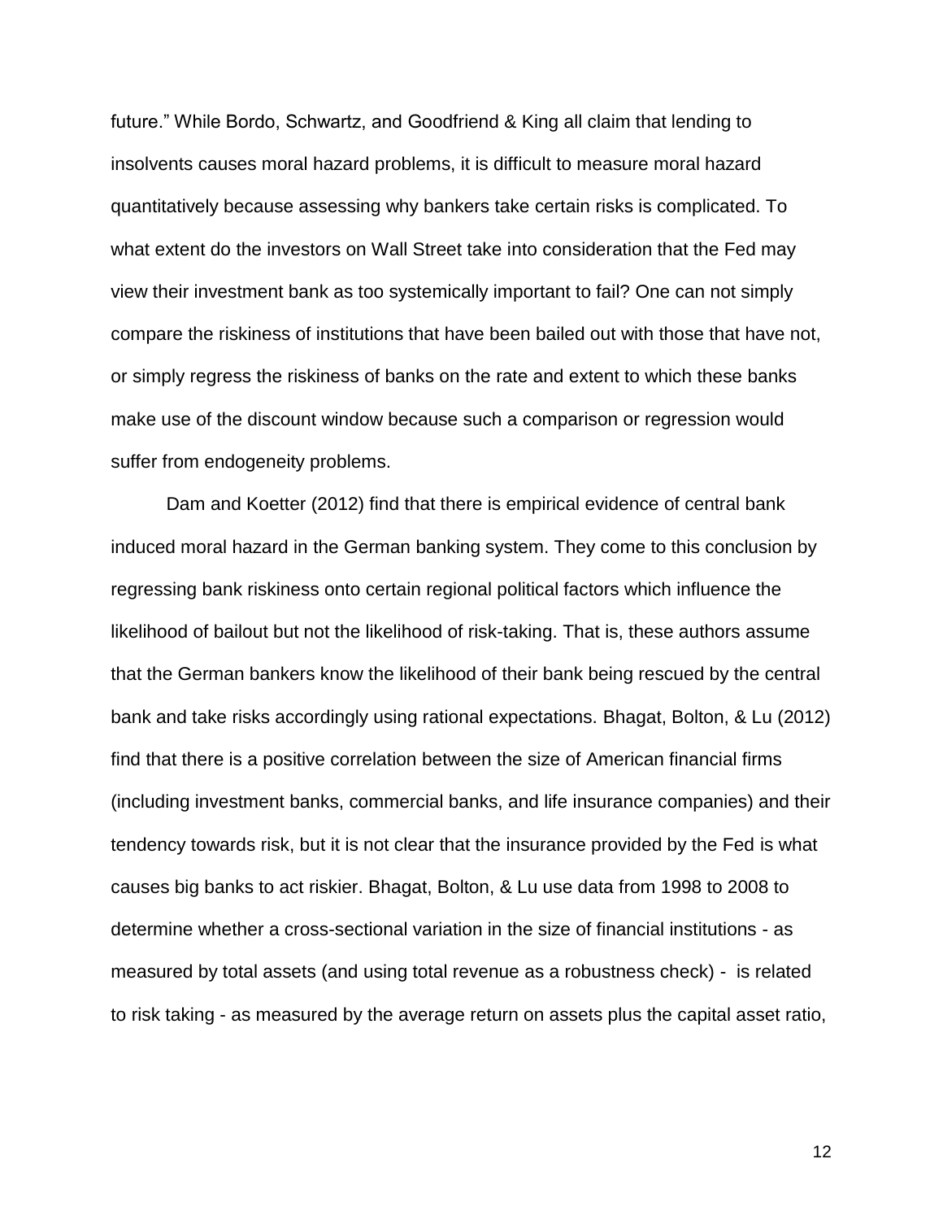future." While Bordo, Schwartz, and Goodfriend & King all claim that lending to insolvents causes moral hazard problems, it is difficult to measure moral hazard quantitatively because assessing why bankers take certain risks is complicated. To what extent do the investors on Wall Street take into consideration that the Fed may view their investment bank as too systemically important to fail? One can not simply compare the riskiness of institutions that have been bailed out with those that have not, or simply regress the riskiness of banks on the rate and extent to which these banks make use of the discount window because such a comparison or regression would suffer from endogeneity problems.

Dam and Koetter (2012) find that there is empirical evidence of central bank induced moral hazard in the German banking system. They come to this conclusion by regressing bank riskiness onto certain regional political factors which influence the likelihood of bailout but not the likelihood of risk-taking. That is, these authors assume that the German bankers know the likelihood of their bank being rescued by the central bank and take risks accordingly using rational expectations. Bhagat, Bolton, & Lu (2012) find that there is a positive correlation between the size of American financial firms (including investment banks, commercial banks, and life insurance companies) and their tendency towards risk, but it is not clear that the insurance provided by the Fed is what causes big banks to act riskier. Bhagat, Bolton, & Lu use data from 1998 to 2008 to determine whether a cross-sectional variation in the size of financial institutions - as measured by total assets (and using total revenue as a robustness check) - is related to risk taking - as measured by the average return on assets plus the capital asset ratio,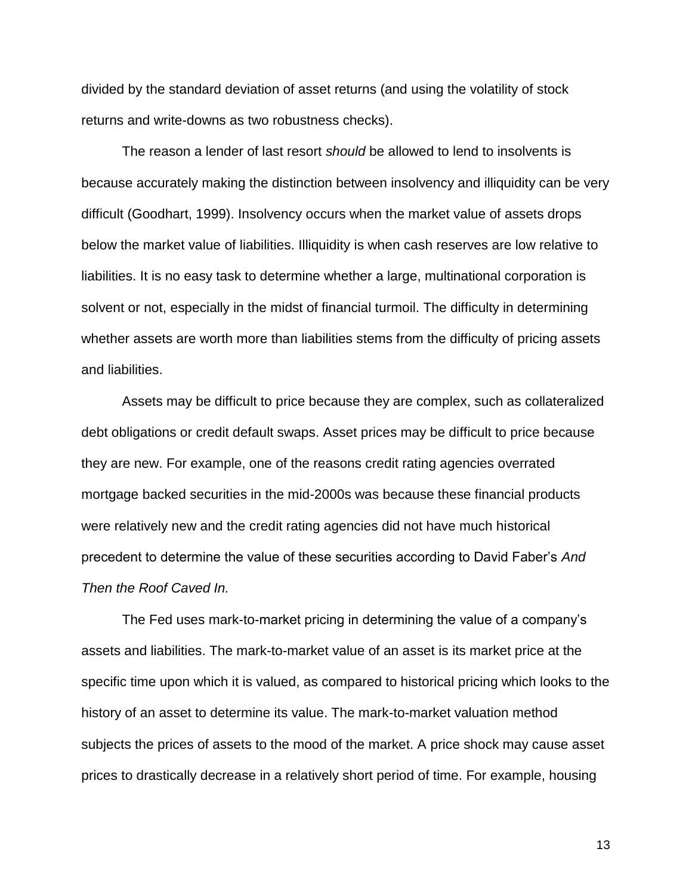divided by the standard deviation of asset returns (and using the volatility of stock returns and write-downs as two robustness checks).

The reason a lender of last resort *should* be allowed to lend to insolvents is because accurately making the distinction between insolvency and illiquidity can be very difficult (Goodhart, 1999). Insolvency occurs when the market value of assets drops below the market value of liabilities. Illiquidity is when cash reserves are low relative to liabilities. It is no easy task to determine whether a large, multinational corporation is solvent or not, especially in the midst of financial turmoil. The difficulty in determining whether assets are worth more than liabilities stems from the difficulty of pricing assets and liabilities.

Assets may be difficult to price because they are complex, such as collateralized debt obligations or credit default swaps. Asset prices may be difficult to price because they are new. For example, one of the reasons credit rating agencies overrated mortgage backed securities in the mid-2000s was because these financial products were relatively new and the credit rating agencies did not have much historical precedent to determine the value of these securities according to David Faber's *And Then the Roof Caved In.*

The Fed uses mark-to-market pricing in determining the value of a company's assets and liabilities. The mark-to-market value of an asset is its market price at the specific time upon which it is valued, as compared to historical pricing which looks to the history of an asset to determine its value. The mark-to-market valuation method subjects the prices of assets to the mood of the market. A price shock may cause asset prices to drastically decrease in a relatively short period of time. For example, housing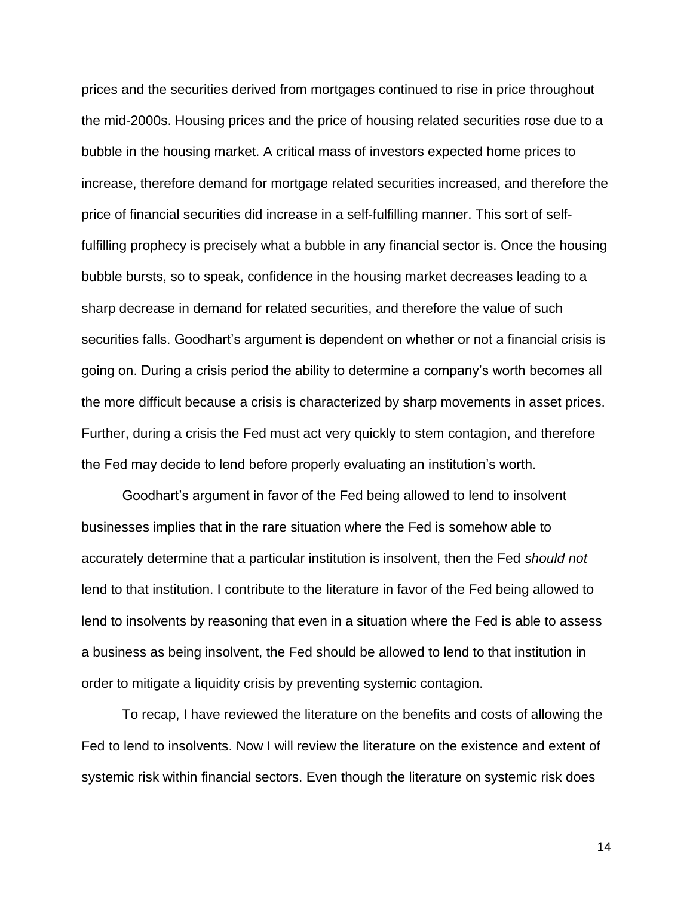prices and the securities derived from mortgages continued to rise in price throughout the mid-2000s. Housing prices and the price of housing related securities rose due to a bubble in the housing market. A critical mass of investors expected home prices to increase, therefore demand for mortgage related securities increased, and therefore the price of financial securities did increase in a self-fulfilling manner. This sort of self-fulfilling prophecy is precisely what a bubble in any financial sector is. Once the housing bubble bursts, so to speak, confidence in the housing market decreases leading to a sharp decrease in demand for related securities, and therefore the value of such securities falls. Goodhart's argument is dependent on whether or not a financial crisis is going on. During a crisis period the ability to determine a company's worth becomes all the more difficult because a crisis is characterized by sharp movements in asset prices. Further, during a crisis the Fed must act very quickly to stem contagion, and therefore the Fed may decide to lend before properly evaluating an institution's worth.

Goodhart's argument in favor of the Fed being allowed to lend to insolvent businesses implies that in the rare situation where the Fed is somehow able to accurately determine that a particular institution is insolvent, then the Fed *should not* lend to that institution. I contribute to the literature in favor of the Fed being allowed to lend to insolvents by reasoning that even in a situation where the Fed is able to assess a business as being insolvent, the Fed should be allowed to lend to that institution in order to mitigate a liquidity crisis by preventing systemic contagion.

To recap, I have reviewed the literature on the benefits and costs of allowing the Fed to lend to insolvents. Now I will review the literature on the existence and extent of systemic risk within financial sectors. Even though the literature on systemic risk does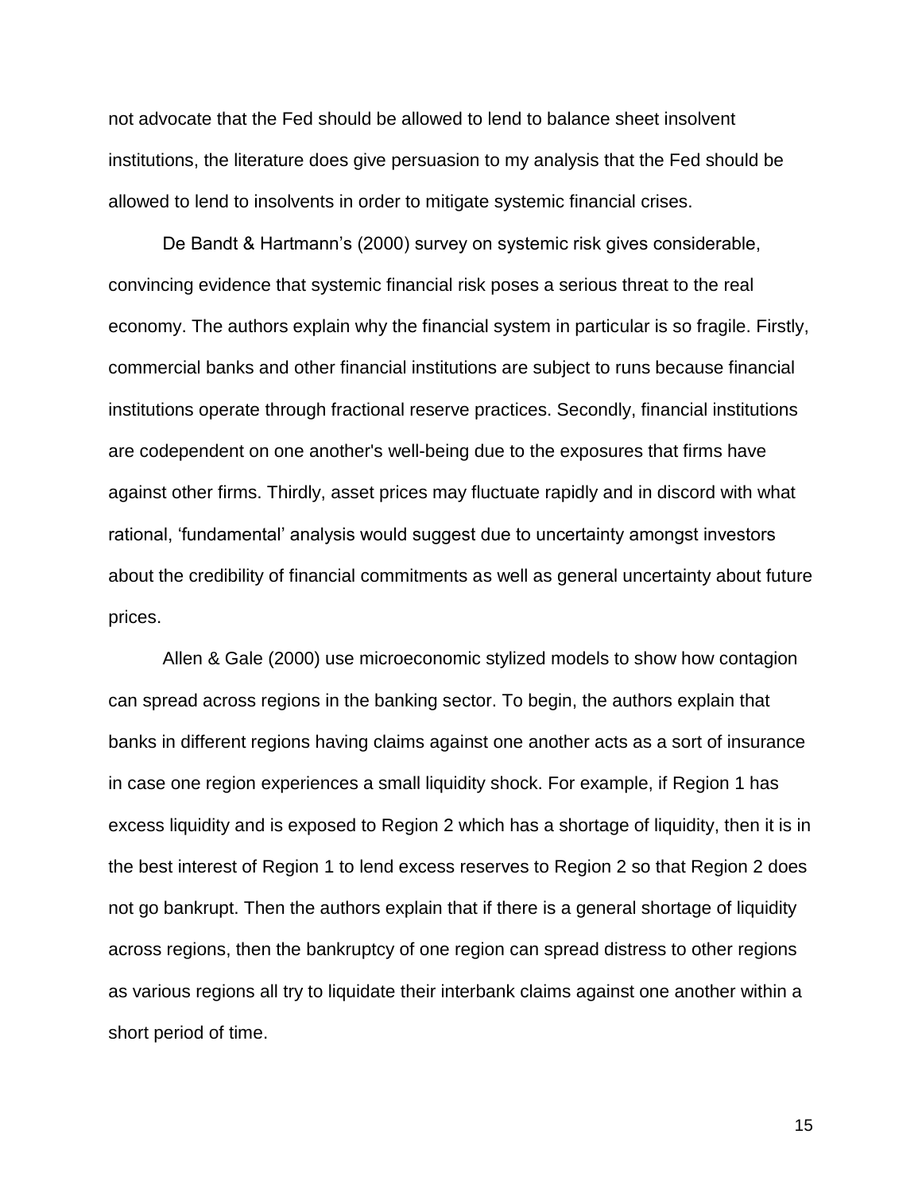not advocate that the Fed should be allowed to lend to balance sheet insolvent institutions, the literature does give persuasion to my analysis that the Fed should be allowed to lend to insolvents in order to mitigate systemic financial crises.

De Bandt & Hartmann's (2000) survey on systemic risk gives considerable, convincing evidence that systemic financial risk poses a serious threat to the real economy. The authors explain why the financial system in particular is so fragile. Firstly, commercial banks and other financial institutions are subject to runs because financial institutions operate through fractional reserve practices. Secondly, financial institutions are codependent on one another's well-being due to the exposures that firms have against other firms. Thirdly, asset prices may fluctuate rapidly and in discord with what rational, 'fundamental' analysis would suggest due to uncertainty amongst investors about the credibility of financial commitments as well as general uncertainty about future prices.

Allen & Gale (2000) use microeconomic stylized models to show how contagion can spread across regions in the banking sector. To begin, the authors explain that banks in different regions having claims against one another acts as a sort of insurance in case one region experiences a small liquidity shock. For example, if Region 1 has excess liquidity and is exposed to Region 2 which has a shortage of liquidity, then it is in the best interest of Region 1 to lend excess reserves to Region 2 so that Region 2 does not go bankrupt. Then the authors explain that if there is a general shortage of liquidity across regions, then the bankruptcy of one region can spread distress to other regions as various regions all try to liquidate their interbank claims against one another within a short period of time.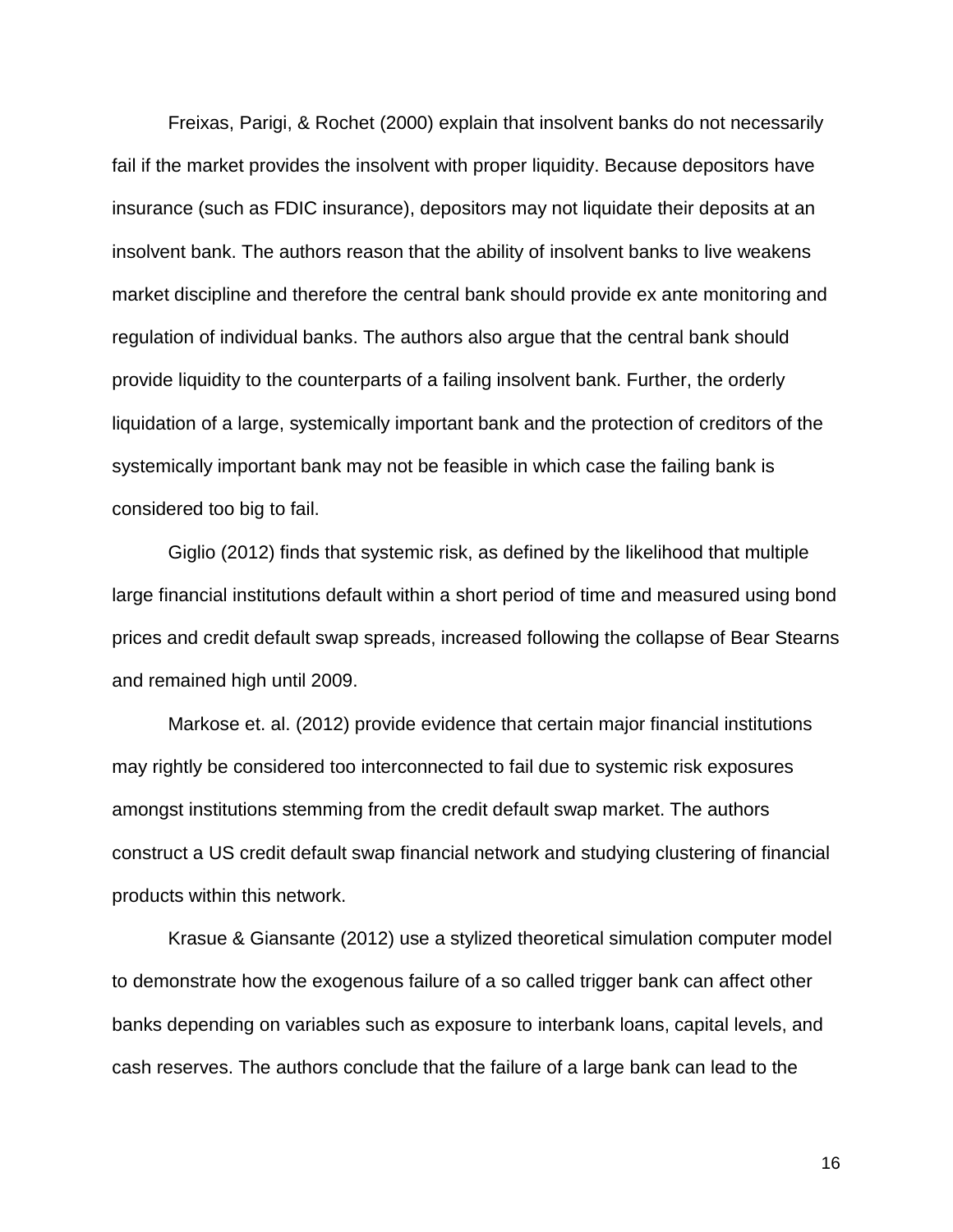Freixas, Parigi, & Rochet (2000) explain that insolvent banks do not necessarily fail if the market provides the insolvent with proper liquidity. Because depositors have insurance (such as FDIC insurance), depositors may not liquidate their deposits at an insolvent bank. The authors reason that the ability of insolvent banks to live weakens market discipline and therefore the central bank should provide ex ante monitoring and regulation of individual banks. The authors also argue that the central bank should provide liquidity to the counterparts of a failing insolvent bank. Further, the orderly liquidation of a large, systemically important bank and the protection of creditors of the systemically important bank may not be feasible in which case the failing bank is considered too big to fail.

Giglio (2012) finds that systemic risk, as defined by the likelihood that multiple large financial institutions default within a short period of time and measured using bond prices and credit default swap spreads, increased following the collapse of Bear Stearns and remained high until 2009.

Markose et. al. (2012) provide evidence that certain major financial institutions may rightly be considered too interconnected to fail due to systemic risk exposures amongst institutions stemming from the credit default swap market. The authors construct a US credit default swap financial network and studying clustering of financial products within this network.

Krasue & Giansante (2012) use a stylized theoretical simulation computer model to demonstrate how the exogenous failure of a so called trigger bank can affect other banks depending on variables such as exposure to interbank loans, capital levels, and cash reserves. The authors conclude that the failure of a large bank can lead to the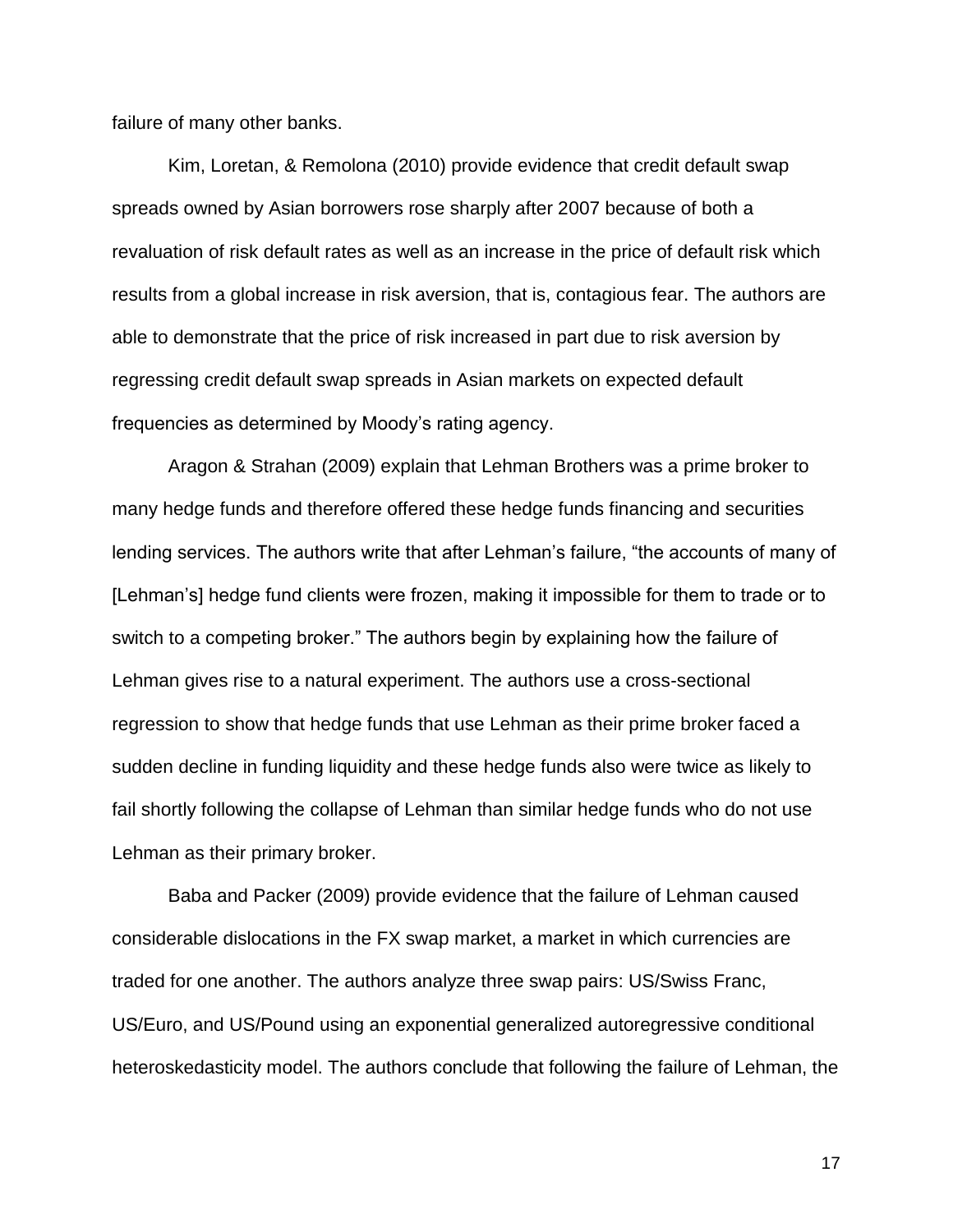failure of many other banks.

Kim, Loretan, & Remolona (2010) provide evidence that credit default swap spreads owned by Asian borrowers rose sharply after 2007 because of both a revaluation of risk default rates as well as an increase in the price of default risk which results from a global increase in risk aversion, that is, contagious fear. The authors are able to demonstrate that the price of risk increased in part due to risk aversion by regressing credit default swap spreads in Asian markets on expected default frequencies as determined by Moody's rating agency.

Aragon & Strahan (2009) explain that Lehman Brothers was a prime broker to many hedge funds and therefore offered these hedge funds financing and securities lending services. The authors write that after Lehman's failure, "the accounts of many of [Lehman's] hedge fund clients were frozen, making it impossible for them to trade or to switch to a competing broker." The authors begin by explaining how the failure of Lehman gives rise to a natural experiment. The authors use a cross-sectional regression to show that hedge funds that use Lehman as their prime broker faced a sudden decline in funding liquidity and these hedge funds also were twice as likely to fail shortly following the collapse of Lehman than similar hedge funds who do not use Lehman as their primary broker.

Baba and Packer (2009) provide evidence that the failure of Lehman caused considerable dislocations in the FX swap market, a market in which currencies are traded for one another. The authors analyze three swap pairs: US/Swiss Franc, US/Euro, and US/Pound using an exponential generalized autoregressive conditional heteroskedasticity model. The authors conclude that following the failure of Lehman, the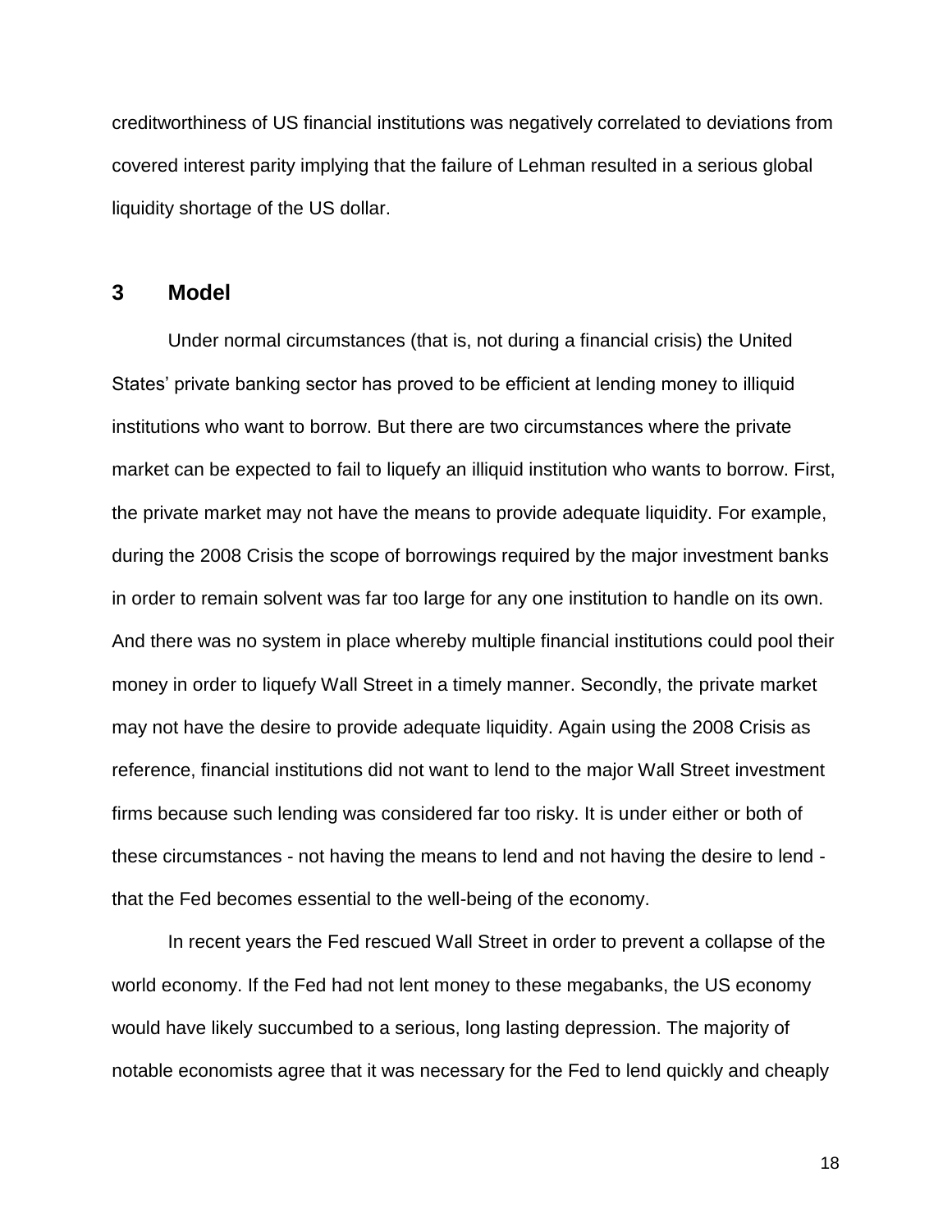creditworthiness of US financial institutions was negatively correlated to deviations from covered interest parity implying that the failure of Lehman resulted in a serious global liquidity shortage of the US dollar.

## 3 Model

Under normal circumstances (that is, not during a financial crisis) the United States' private banking sector has proved to be efficient at lending money to illiquid institutions who want to borrow. But there are two circumstances where the private market can be expected to fail to liquefy an illiquid institution who wants to borrow. First, the private market may not have the means to provide adequate liquidity. For example, during the 2008 Crisis the scope of borrowings required by the major investment banks in order to remain solvent was far too large for any one institution to handle on its own. And there was no system in place whereby multiple financial institutions could pool their money in order to liquefy Wall Street in a timely manner. Secondly, the private market may not have the desire to provide adequate liquidity. Again using the 2008 Crisis as reference, financial institutions did not want to lend to the major Wall Street investment firms because such lending was considered far too risky. It is under either or both of these circumstances - not having the means to lend and not having the desire to lend - that the Fed becomes essential to the well-being of the economy.

In recent years the Fed rescued Wall Street in order to prevent a collapse of the world economy. If the Fed had not lent money to these megabanks, the US economy would have likely succumbed to a serious, long lasting depression. The majority of notable economists agree that it was necessary for the Fed to lend quickly and cheaply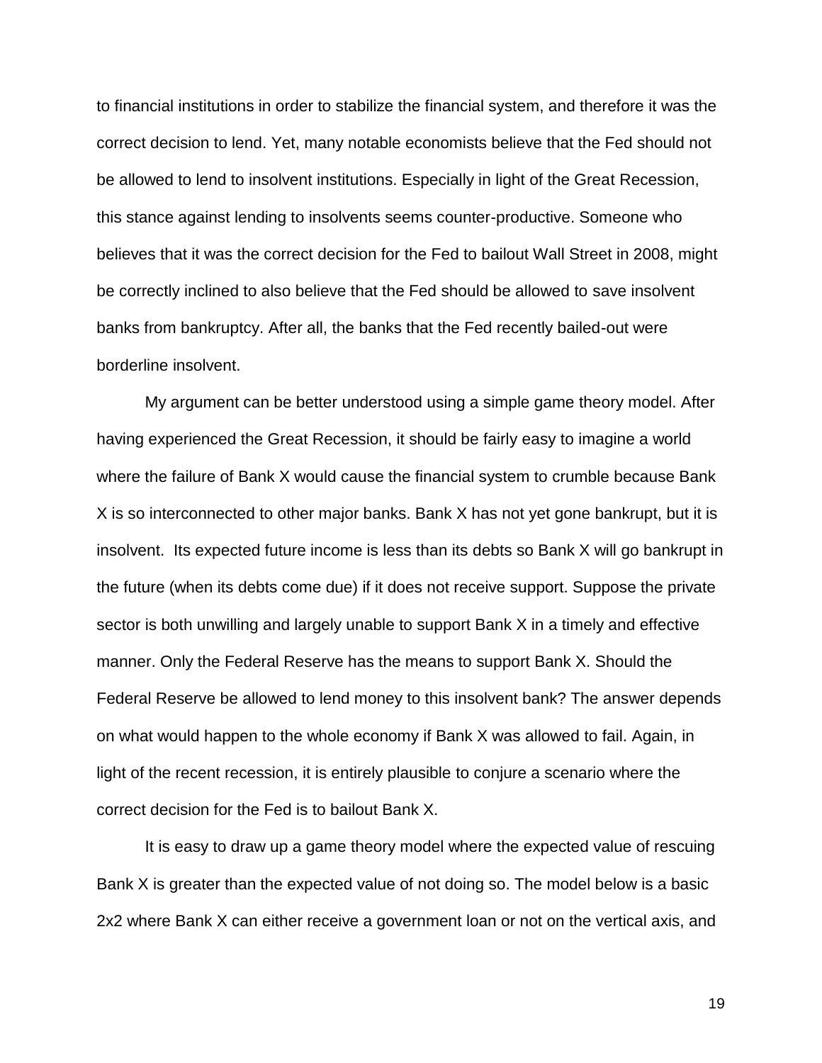to financial institutions in order to stabilize the financial system, and therefore it was the correct decision to lend. Yet, many notable economists believe that the Fed should not be allowed to lend to insolvent institutions. Especially in light of the Great Recession, this stance against lending to insolvents seems counter-productive. Someone who believes that it was the correct decision for the Fed to bailout Wall Street in 2008, might be correctly inclined to also believe that the Fed should be allowed to save insolvent banks from bankruptcy. After all, the banks that the Fed recently bailed-out were borderline insolvent.

My argument can be better understood using a simple game theory model. After having experienced the Great Recession, it should be fairly easy to imagine a world where the failure of Bank X would cause the financial system to crumble because Bank X is so interconnected to other major banks. Bank X has not yet gone bankrupt, but it is insolvent. Its expected future income is less than its debts so Bank X will go bankrupt in the future (when its debts come due) if it does not receive support. Suppose the private sector is both unwilling and largely unable to support Bank X in a timely and effective manner. Only the Federal Reserve has the means to support Bank X. Should the Federal Reserve be allowed to lend money to this insolvent bank? The answer depends on what would happen to the whole economy if Bank X was allowed to fail. Again, in light of the recent recession, it is entirely plausible to conjure a scenario where the correct decision for the Fed is to bailout Bank X.

It is easy to draw up a game theory model where the expected value of rescuing Bank X is greater than the expected value of not doing so. The model below is a basic 2x2 where Bank X can either receive a government loan or not on the vertical axis, and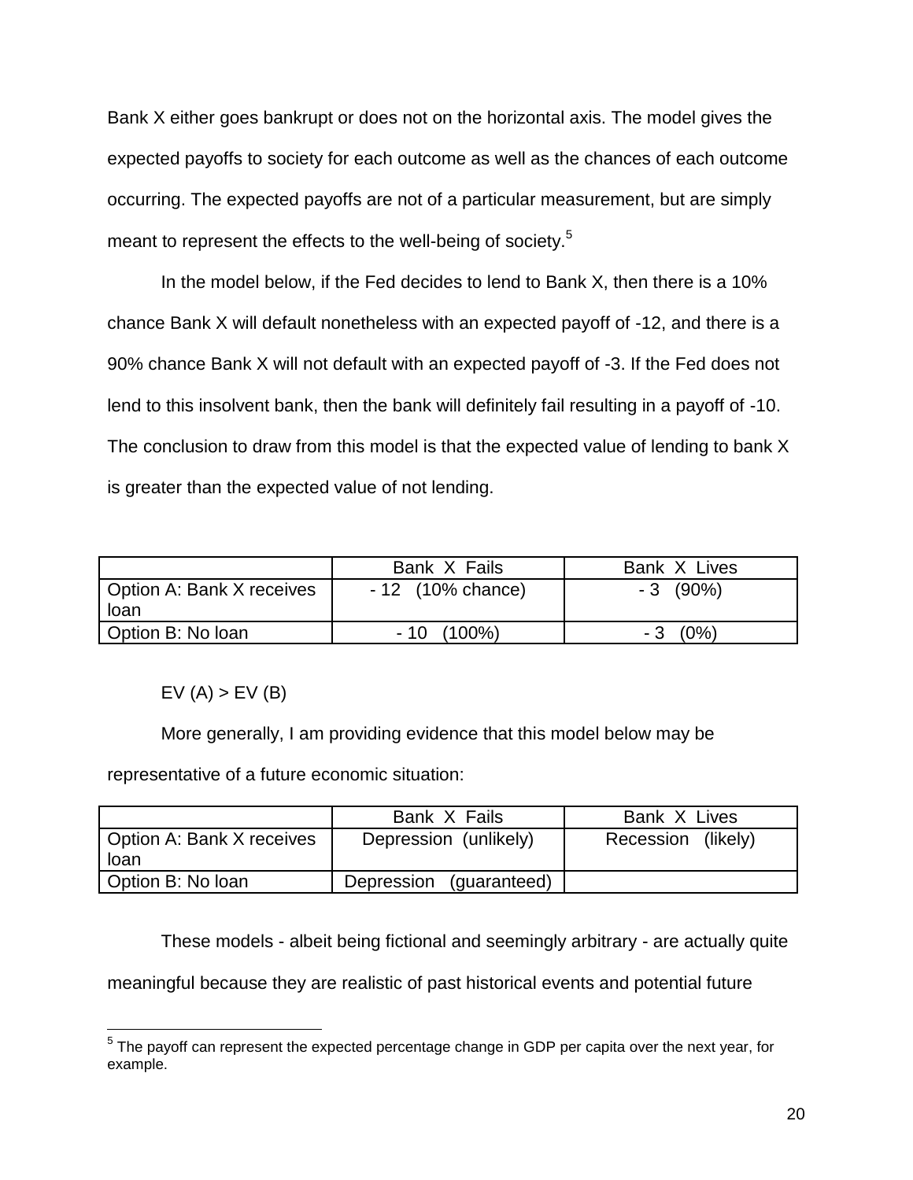Bank X either goes bankrupt or does not on the horizontal axis. The model gives the expected payoffs to society for each outcome as well as the chances of each outcome occurring. The expected payoffs are not of a particular measurement, but are simply meant to represent the effects to the well-being of society.[5]

In the model below, if the Fed decides to lend to Bank X, then there is a 10% chance Bank X will default nonetheless with an expected payoff of -12, and there is a 90% chance Bank X will not default with an expected payoff of -3. If the Fed does not lend to this insolvent bank, then the bank will definitely fail resulting in a payoff of -10. The conclusion to draw from this model is that the expected value of lending to bank X is greater than the expected value of not lending.

| | Bank X Fails | Bank X Lives |
|---|---|---|
| Option A: Bank X receives loan | - 12 (10% chance) | - 3 (90%) |
| Option B: No loan | - 10 (100%) | - 3 (0%) |

EV (A) > EV (B)

More generally, I am providing evidence that this model below may be representative of a future economic situation:

| | Bank X Fails | Bank X Lives |
|---|---|---|
| Option A: Bank X receives loan | Depression (unlikely) | Recession (likely) |
| Option B: No loan | Depression (guaranteed) | |

These models - albeit being fictional and seemingly arbitrary - are actually quite meaningful because they are realistic of past historical events and potential future

[5] The payoff can represent the expected percentage change in GDP per capita over the next year, for example.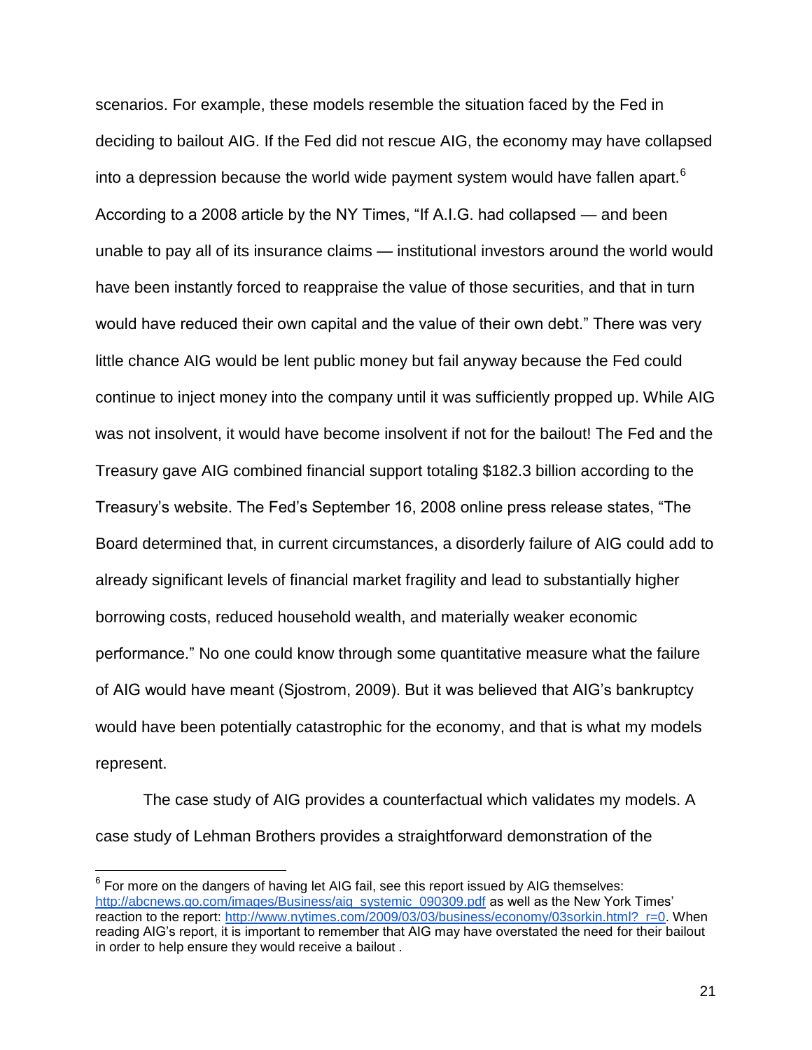scenarios. For example, these models resemble the situation faced by the Fed in deciding to bailout AIG. If the Fed did not rescue AIG, the economy may have collapsed into a depression because the world wide payment system would have fallen apart.[6] According to a 2008 article by the NY Times, "If A.I.G. had collapsed — and been unable to pay all of its insurance claims — institutional investors around the world would have been instantly forced to reappraise the value of those securities, and that in turn would have reduced their own capital and the value of their own debt." There was very little chance AIG would be lent public money but fail anyway because the Fed could continue to inject money into the company until it was sufficiently propped up. While AIG was not insolvent, it would have become insolvent if not for the bailout! The Fed and the Treasury gave AIG combined financial support totaling $182.3 billion according to the Treasury's website. The Fed's September 16, 2008 online press release states, "The Board determined that, in current circumstances, a disorderly failure of AIG could add to already significant levels of financial market fragility and lead to substantially higher borrowing costs, reduced household wealth, and materially weaker economic performance." No one could know through some quantitative measure what the failure of AIG would have meant (Sjostrom, 2009). But it was believed that AIG's bankruptcy would have been potentially catastrophic for the economy, and that is what my models represent.

The case study of AIG provides a counterfactual which validates my models. A case study of Lehman Brothers provides a straightforward demonstration of the

---

[6] For more on the dangers of having let AIG fail, see this report issued by AIG themselves: http://abcnews.go.com/images/Business/aig_systemic_090309.pdf as well as the New York Times' reaction to the report: http://www.nytimes.com/2009/03/03/business/economy/03sorkin.html?_r=0. When reading AIG's report, it is important to remember that AIG may have overstated the need for their bailout in order to help ensure they would receive a bailout .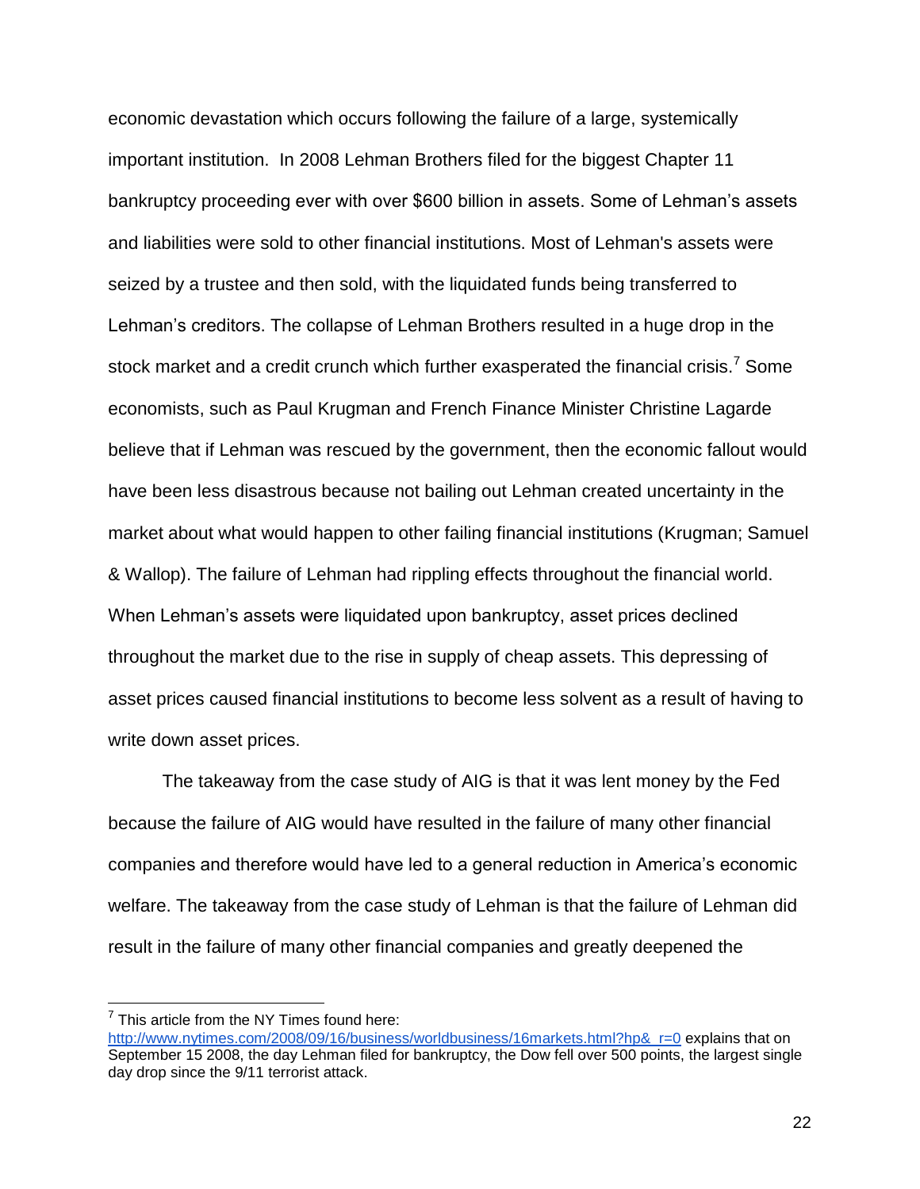economic devastation which occurs following the failure of a large, systemically important institution. In 2008 Lehman Brothers filed for the biggest Chapter 11 bankruptcy proceeding ever with over $600 billion in assets. Some of Lehman's assets and liabilities were sold to other financial institutions. Most of Lehman's assets were seized by a trustee and then sold, with the liquidated funds being transferred to Lehman's creditors. The collapse of Lehman Brothers resulted in a huge drop in the stock market and a credit crunch which further exasperated the financial crisis.[7] Some economists, such as Paul Krugman and French Finance Minister Christine Lagarde believe that if Lehman was rescued by the government, then the economic fallout would have been less disastrous because not bailing out Lehman created uncertainty in the market about what would happen to other failing financial institutions (Krugman; Samuel & Wallop). The failure of Lehman had rippling effects throughout the financial world. When Lehman's assets were liquidated upon bankruptcy, asset prices declined throughout the market due to the rise in supply of cheap assets. This depressing of asset prices caused financial institutions to become less solvent as a result of having to write down asset prices.

The takeaway from the case study of AIG is that it was lent money by the Fed because the failure of AIG would have resulted in the failure of many other financial companies and therefore would have led to a general reduction in America's economic welfare. The takeaway from the case study of Lehman is that the failure of Lehman did result in the failure of many other financial companies and greatly deepened the

---

[7] This article from the NY Times found here: http://www.nytimes.com/2008/09/16/business/worldbusiness/16markets.html?hp&_r=0 explains that on September 15 2008, the day Lehman filed for bankruptcy, the Dow fell over 500 points, the largest single day drop since the 9/11 terrorist attack.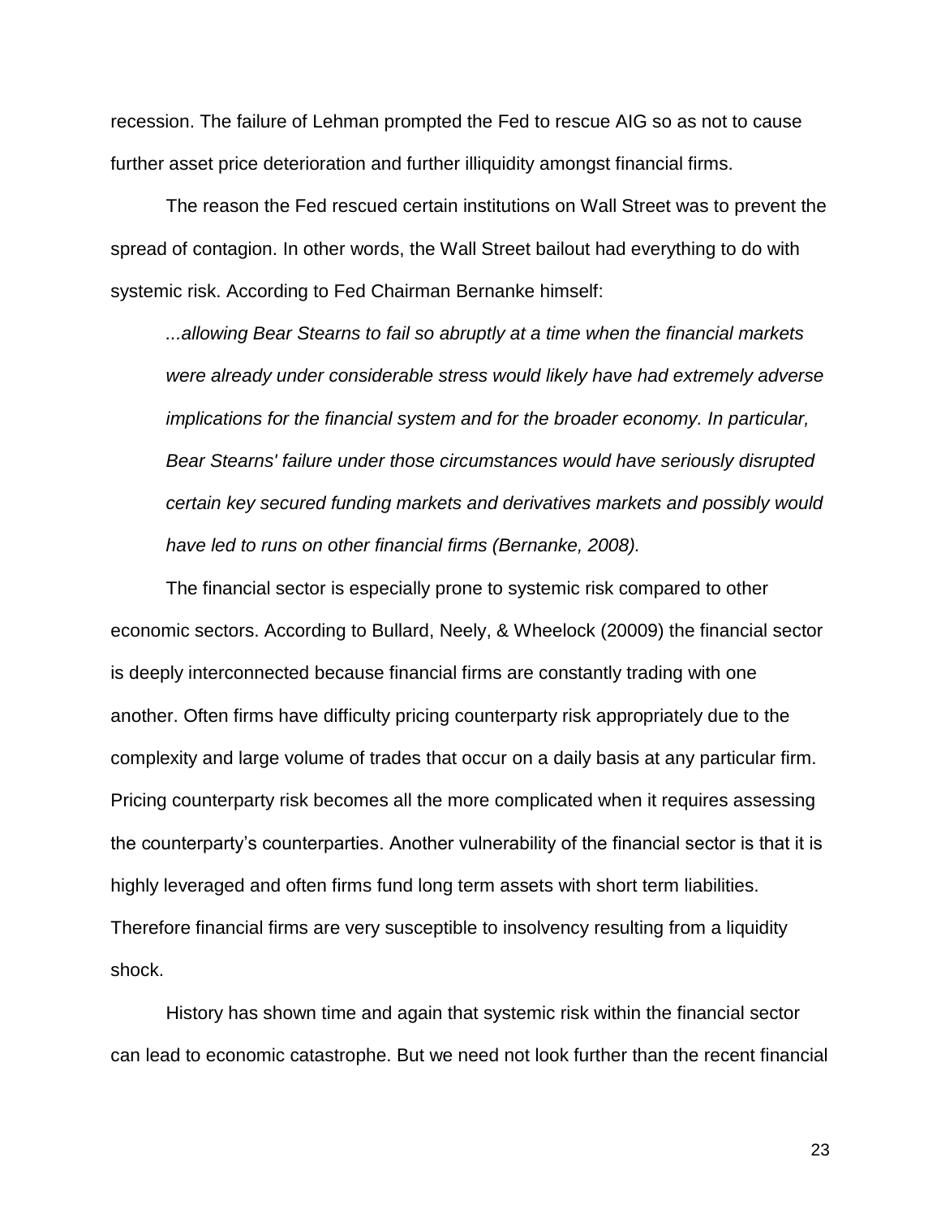recession. The failure of Lehman prompted the Fed to rescue AIG so as not to cause further asset price deterioration and further illiquidity amongst financial firms.

The reason the Fed rescued certain institutions on Wall Street was to prevent the spread of contagion. In other words, the Wall Street bailout had everything to do with systemic risk. According to Fed Chairman Bernanke himself:

> *...allowing Bear Stearns to fail so abruptly at a time when the financial markets were already under considerable stress would likely have had extremely adverse implications for the financial system and for the broader economy. In particular, Bear Stearns' failure under those circumstances would have seriously disrupted certain key secured funding markets and derivatives markets and possibly would have led to runs on other financial firms (Bernanke, 2008).*

The financial sector is especially prone to systemic risk compared to other economic sectors. According to Bullard, Neely, & Wheelock (20009) the financial sector is deeply interconnected because financial firms are constantly trading with one another. Often firms have difficulty pricing counterparty risk appropriately due to the complexity and large volume of trades that occur on a daily basis at any particular firm. Pricing counterparty risk becomes all the more complicated when it requires assessing the counterparty's counterparties. Another vulnerability of the financial sector is that it is highly leveraged and often firms fund long term assets with short term liabilities. Therefore financial firms are very susceptible to insolvency resulting from a liquidity shock.

History has shown time and again that systemic risk within the financial sector can lead to economic catastrophe. But we need not look further than the recent financial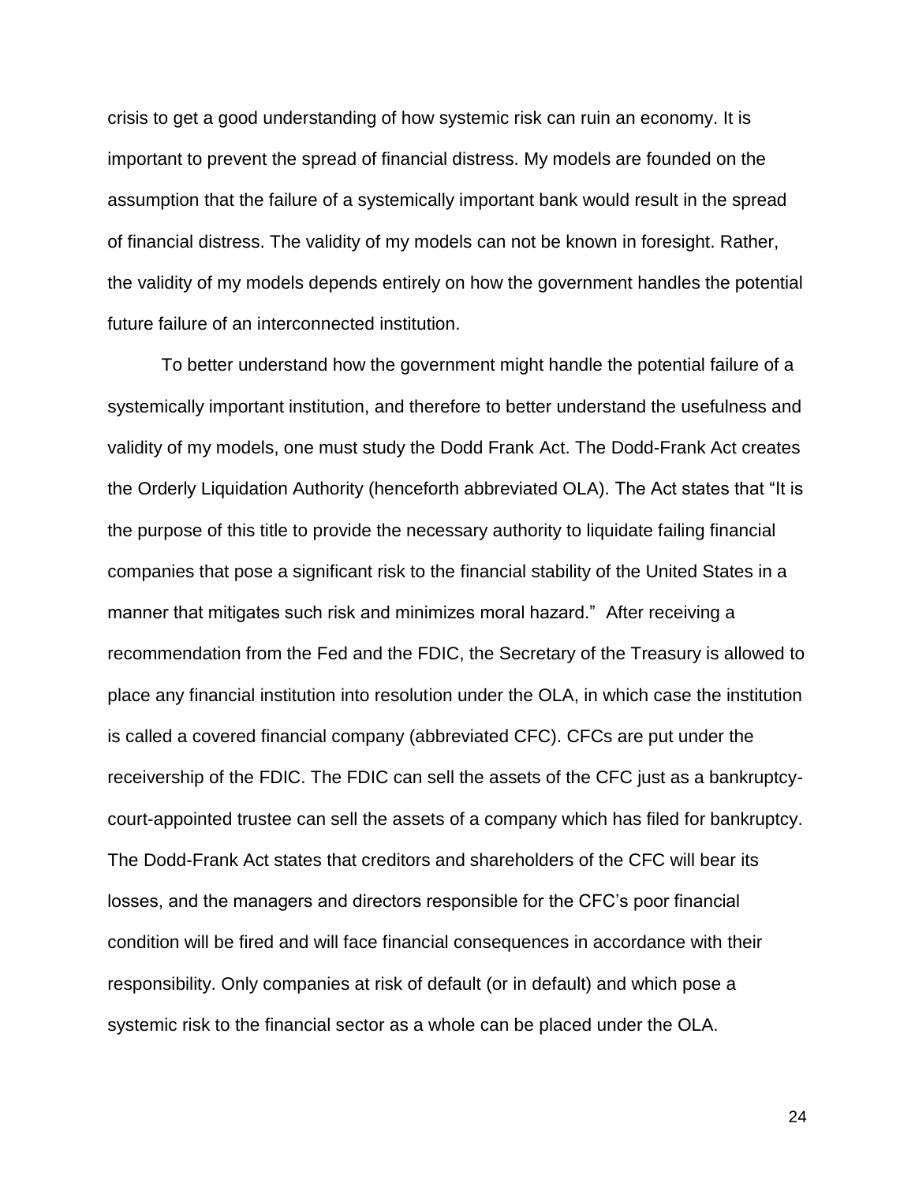crisis to get a good understanding of how systemic risk can ruin an economy. It is important to prevent the spread of financial distress. My models are founded on the assumption that the failure of a systemically important bank would result in the spread of financial distress. The validity of my models can not be known in foresight. Rather, the validity of my models depends entirely on how the government handles the potential future failure of an interconnected institution.

To better understand how the government might handle the potential failure of a systemically important institution, and therefore to better understand the usefulness and validity of my models, one must study the Dodd Frank Act. The Dodd-Frank Act creates the Orderly Liquidation Authority (henceforth abbreviated OLA). The Act states that "It is the purpose of this title to provide the necessary authority to liquidate failing financial companies that pose a significant risk to the financial stability of the United States in a manner that mitigates such risk and minimizes moral hazard." After receiving a recommendation from the Fed and the FDIC, the Secretary of the Treasury is allowed to place any financial institution into resolution under the OLA, in which case the institution is called a covered financial company (abbreviated CFC). CFCs are put under the receivership of the FDIC. The FDIC can sell the assets of the CFC just as a bankruptcy-court-appointed trustee can sell the assets of a company which has filed for bankruptcy. The Dodd-Frank Act states that creditors and shareholders of the CFC will bear its losses, and the managers and directors responsible for the CFC's poor financial condition will be fired and will face financial consequences in accordance with their responsibility. Only companies at risk of default (or in default) and which pose a systemic risk to the financial sector as a whole can be placed under the OLA.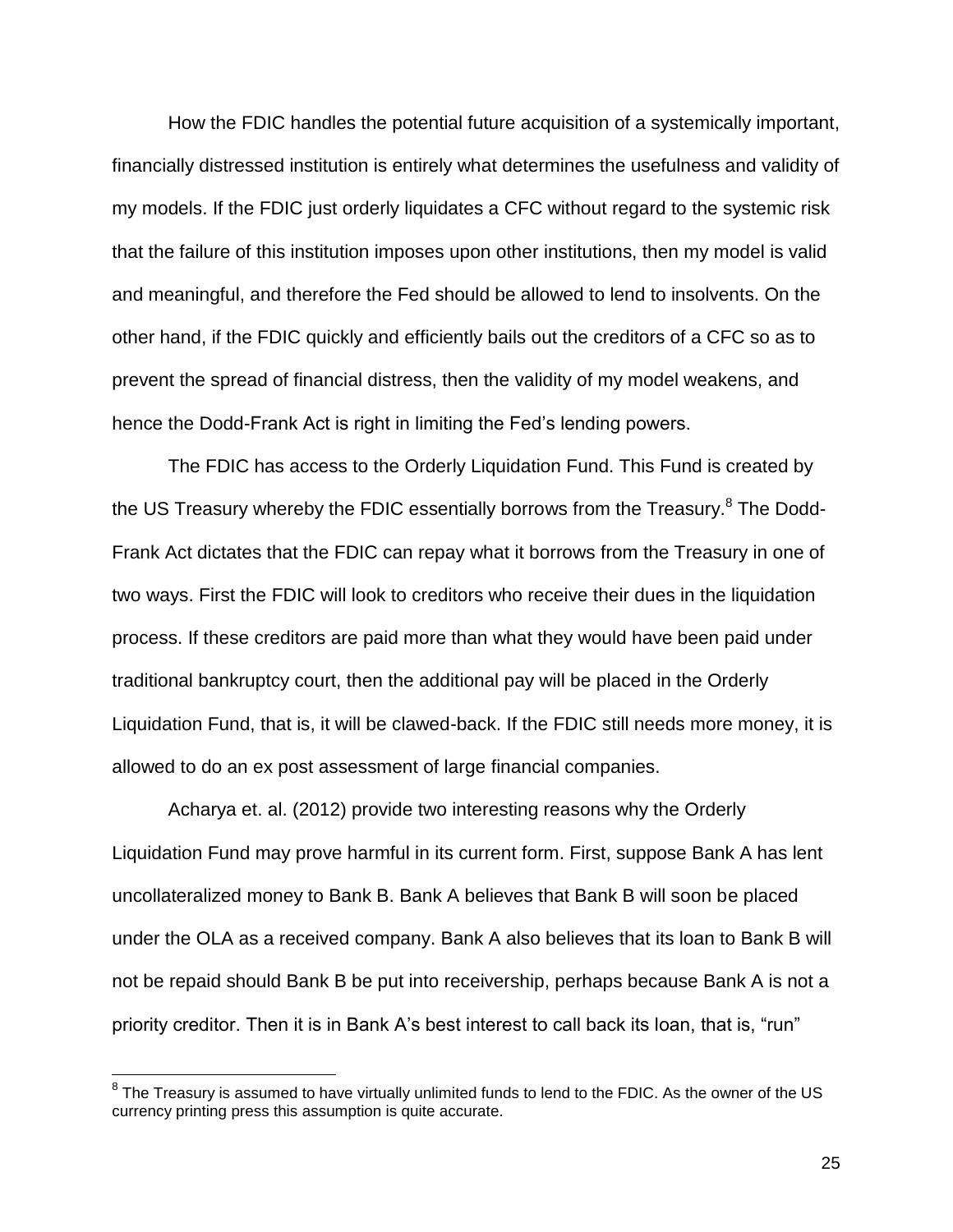How the FDIC handles the potential future acquisition of a systemically important, financially distressed institution is entirely what determines the usefulness and validity of my models. If the FDIC just orderly liquidates a CFC without regard to the systemic risk that the failure of this institution imposes upon other institutions, then my model is valid and meaningful, and therefore the Fed should be allowed to lend to insolvents. On the other hand, if the FDIC quickly and efficiently bails out the creditors of a CFC so as to prevent the spread of financial distress, then the validity of my model weakens, and hence the Dodd-Frank Act is right in limiting the Fed's lending powers.

The FDIC has access to the Orderly Liquidation Fund. This Fund is created by the US Treasury whereby the FDIC essentially borrows from the Treasury.[8] The Dodd-Frank Act dictates that the FDIC can repay what it borrows from the Treasury in one of two ways. First the FDIC will look to creditors who receive their dues in the liquidation process. If these creditors are paid more than what they would have been paid under traditional bankruptcy court, then the additional pay will be placed in the Orderly Liquidation Fund, that is, it will be clawed-back. If the FDIC still needs more money, it is allowed to do an ex post assessment of large financial companies.

Acharya et. al. (2012) provide two interesting reasons why the Orderly Liquidation Fund may prove harmful in its current form. First, suppose Bank A has lent uncollateralized money to Bank B. Bank A believes that Bank B will soon be placed under the OLA as a received company. Bank A also believes that its loan to Bank B will not be repaid should Bank B be put into receivership, perhaps because Bank A is not a priority creditor. Then it is in Bank A's best interest to call back its loan, that is, "run"

[8] The Treasury is assumed to have virtually unlimited funds to lend to the FDIC. As the owner of the US currency printing press this assumption is quite accurate.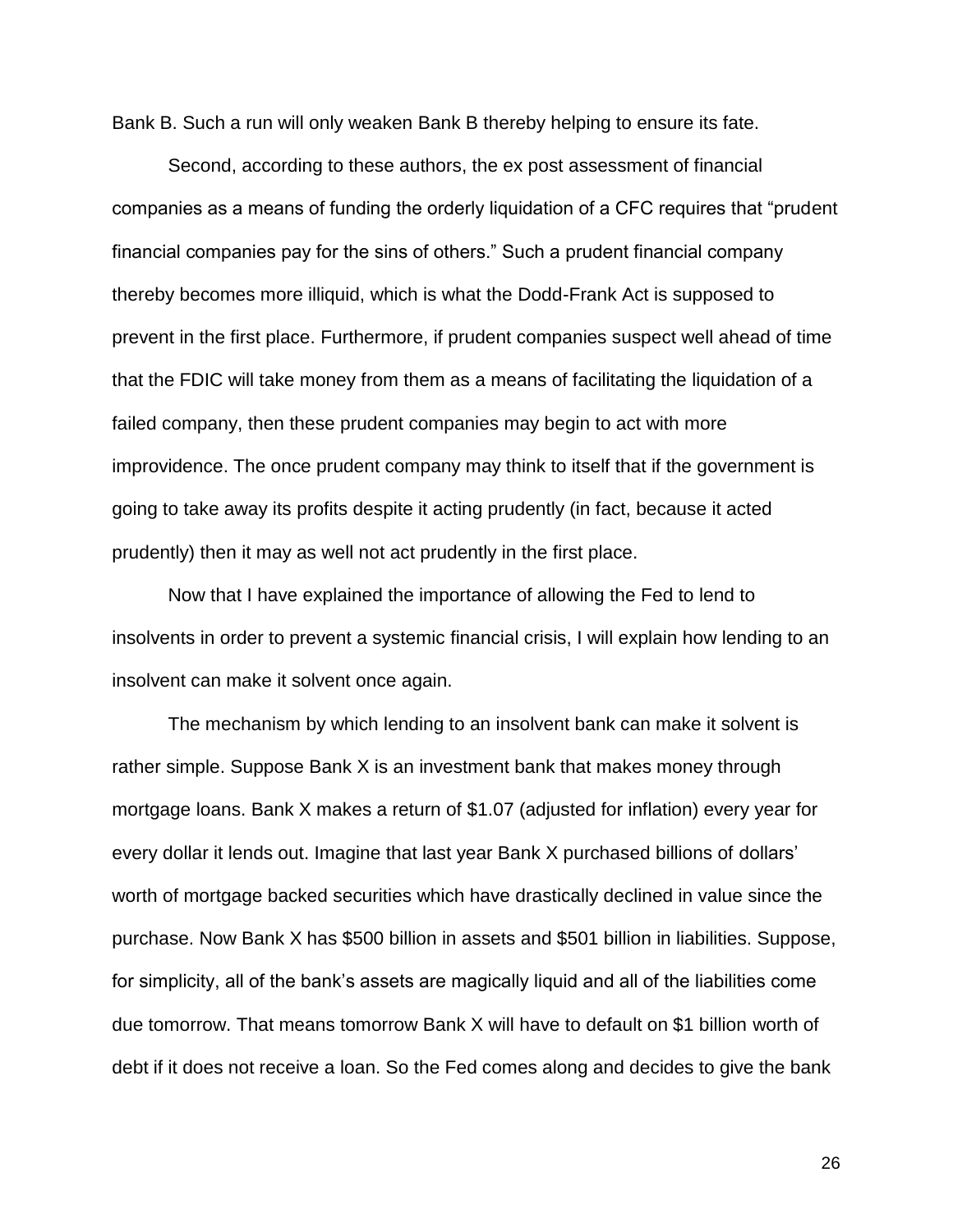Bank B. Such a run will only weaken Bank B thereby helping to ensure its fate.

Second, according to these authors, the ex post assessment of financial companies as a means of funding the orderly liquidation of a CFC requires that "prudent financial companies pay for the sins of others." Such a prudent financial company thereby becomes more illiquid, which is what the Dodd-Frank Act is supposed to prevent in the first place. Furthermore, if prudent companies suspect well ahead of time that the FDIC will take money from them as a means of facilitating the liquidation of a failed company, then these prudent companies may begin to act with more improvidence. The once prudent company may think to itself that if the government is going to take away its profits despite it acting prudently (in fact, because it acted prudently) then it may as well not act prudently in the first place.

Now that I have explained the importance of allowing the Fed to lend to insolvents in order to prevent a systemic financial crisis, I will explain how lending to an insolvent can make it solvent once again.

The mechanism by which lending to an insolvent bank can make it solvent is rather simple. Suppose Bank X is an investment bank that makes money through mortgage loans. Bank X makes a return of $1.07 (adjusted for inflation) every year for every dollar it lends out. Imagine that last year Bank X purchased billions of dollars' worth of mortgage backed securities which have drastically declined in value since the purchase. Now Bank X has $500 billion in assets and $501 billion in liabilities. Suppose, for simplicity, all of the bank's assets are magically liquid and all of the liabilities come due tomorrow. That means tomorrow Bank X will have to default on $1 billion worth of debt if it does not receive a loan. So the Fed comes along and decides to give the bank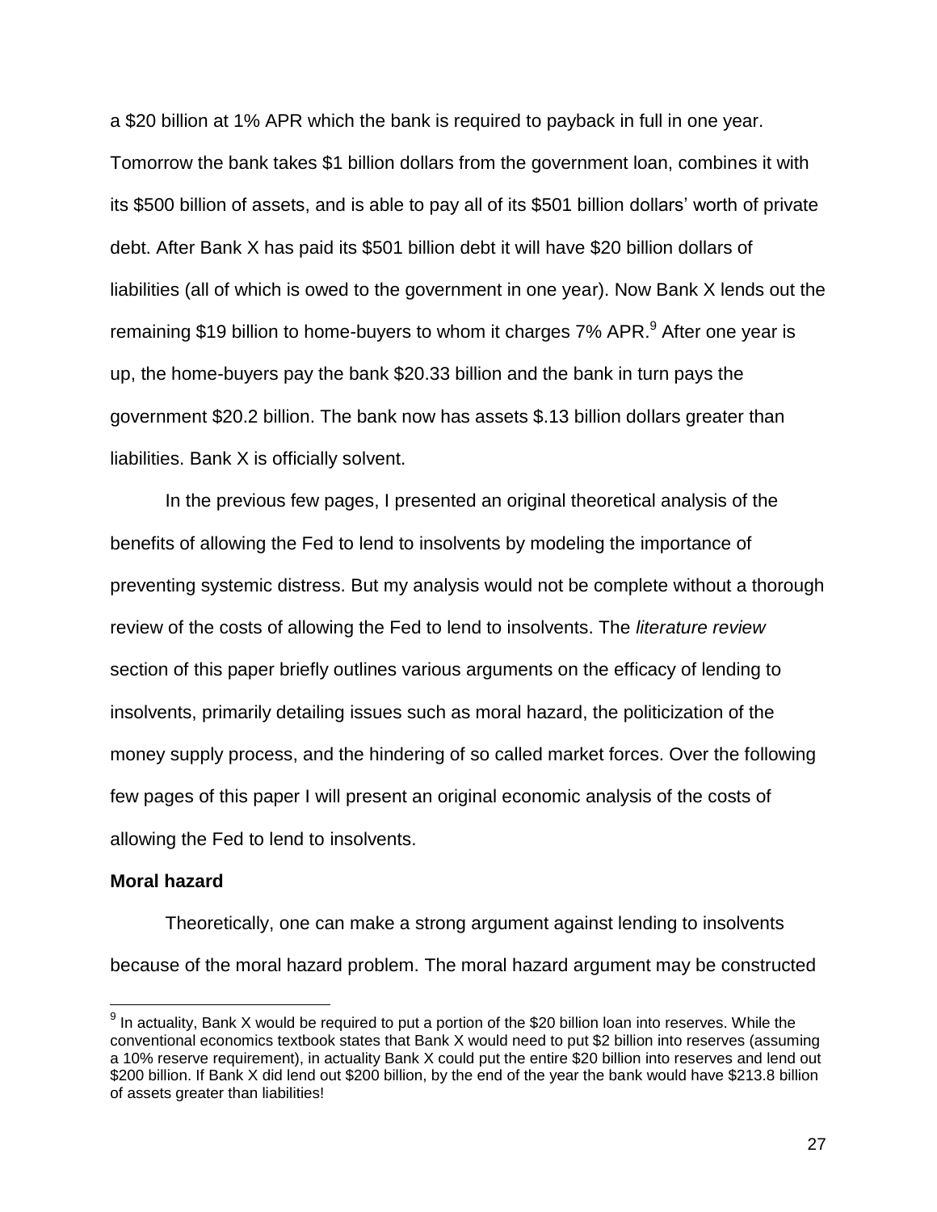a $20 billion at 1% APR which the bank is required to payback in full in one year. Tomorrow the bank takes $1 billion dollars from the government loan, combines it with its $500 billion of assets, and is able to pay all of its $501 billion dollars' worth of private debt. After Bank X has paid its $501 billion debt it will have $20 billion dollars of liabilities (all of which is owed to the government in one year). Now Bank X lends out the remaining $19 billion to home-buyers to whom it charges 7% APR.[9] After one year is up, the home-buyers pay the bank $20.33 billion and the bank in turn pays the government $20.2 billion. The bank now has assets $.13 billion dollars greater than liabilities. Bank X is officially solvent.

In the previous few pages, I presented an original theoretical analysis of the benefits of allowing the Fed to lend to insolvents by modeling the importance of preventing systemic distress. But my analysis would not be complete without a thorough review of the costs of allowing the Fed to lend to insolvents. The *literature review* section of this paper briefly outlines various arguments on the efficacy of lending to insolvents, primarily detailing issues such as moral hazard, the politicization of the money supply process, and the hindering of so called market forces. Over the following few pages of this paper I will present an original economic analysis of the costs of allowing the Fed to lend to insolvents.

**Moral hazard**

Theoretically, one can make a strong argument against lending to insolvents because of the moral hazard problem. The moral hazard argument may be constructed

[9] In actuality, Bank X would be required to put a portion of the $20 billion loan into reserves. While the conventional economics textbook states that Bank X would need to put $2 billion into reserves (assuming a 10% reserve requirement), in actuality Bank X could put the entire $20 billion into reserves and lend out $200 billion. If Bank X did lend out $200 billion, by the end of the year the bank would have $213.8 billion of assets greater than liabilities!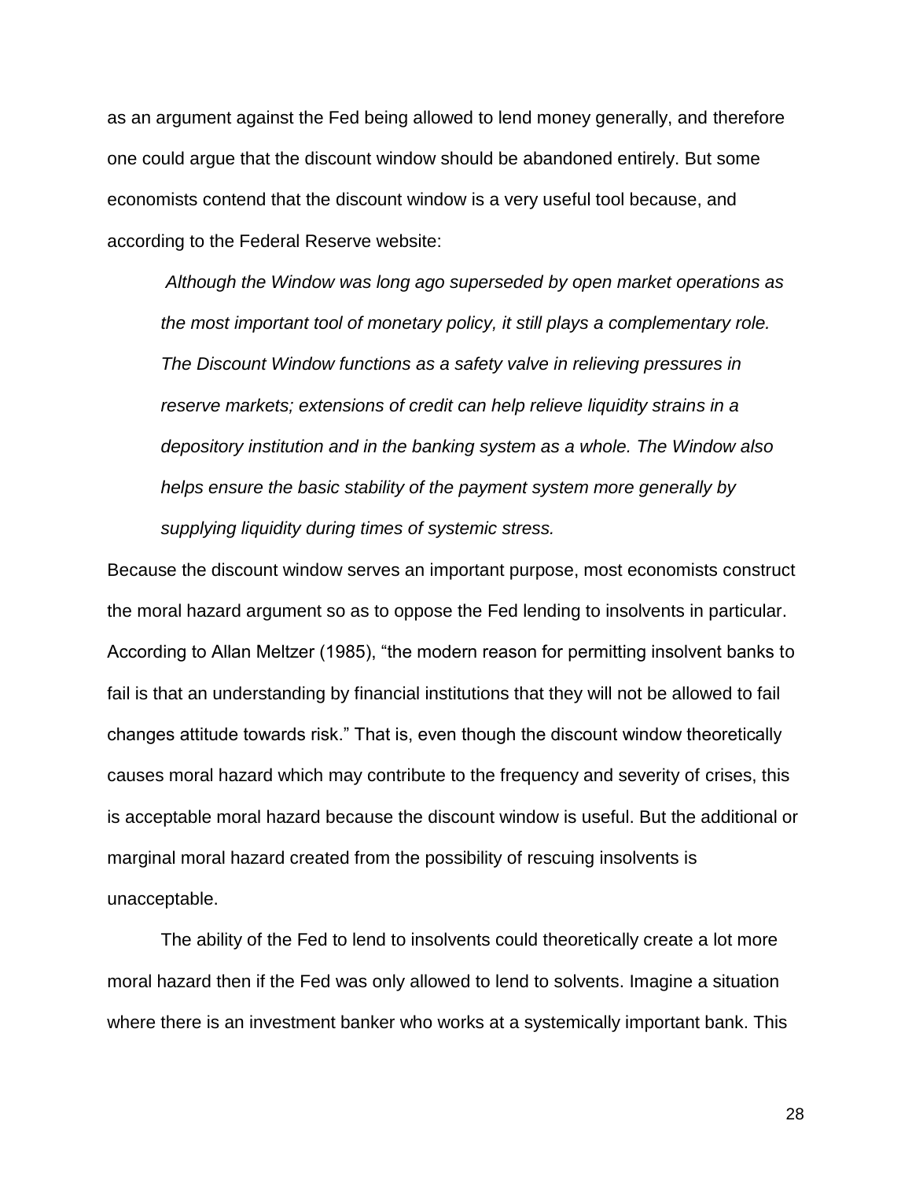as an argument against the Fed being allowed to lend money generally, and therefore one could argue that the discount window should be abandoned entirely. But some economists contend that the discount window is a very useful tool because, and according to the Federal Reserve website:

> *Although the Window was long ago superseded by open market operations as the most important tool of monetary policy, it still plays a complementary role. The Discount Window functions as a safety valve in relieving pressures in reserve markets; extensions of credit can help relieve liquidity strains in a depository institution and in the banking system as a whole. The Window also helps ensure the basic stability of the payment system more generally by supplying liquidity during times of systemic stress.*

Because the discount window serves an important purpose, most economists construct the moral hazard argument so as to oppose the Fed lending to insolvents in particular. According to Allan Meltzer (1985), "the modern reason for permitting insolvent banks to fail is that an understanding by financial institutions that they will not be allowed to fail changes attitude towards risk." That is, even though the discount window theoretically causes moral hazard which may contribute to the frequency and severity of crises, this is acceptable moral hazard because the discount window is useful. But the additional or marginal moral hazard created from the possibility of rescuing insolvents is unacceptable.

The ability of the Fed to lend to insolvents could theoretically create a lot more moral hazard then if the Fed was only allowed to lend to solvents. Imagine a situation where there is an investment banker who works at a systemically important bank. This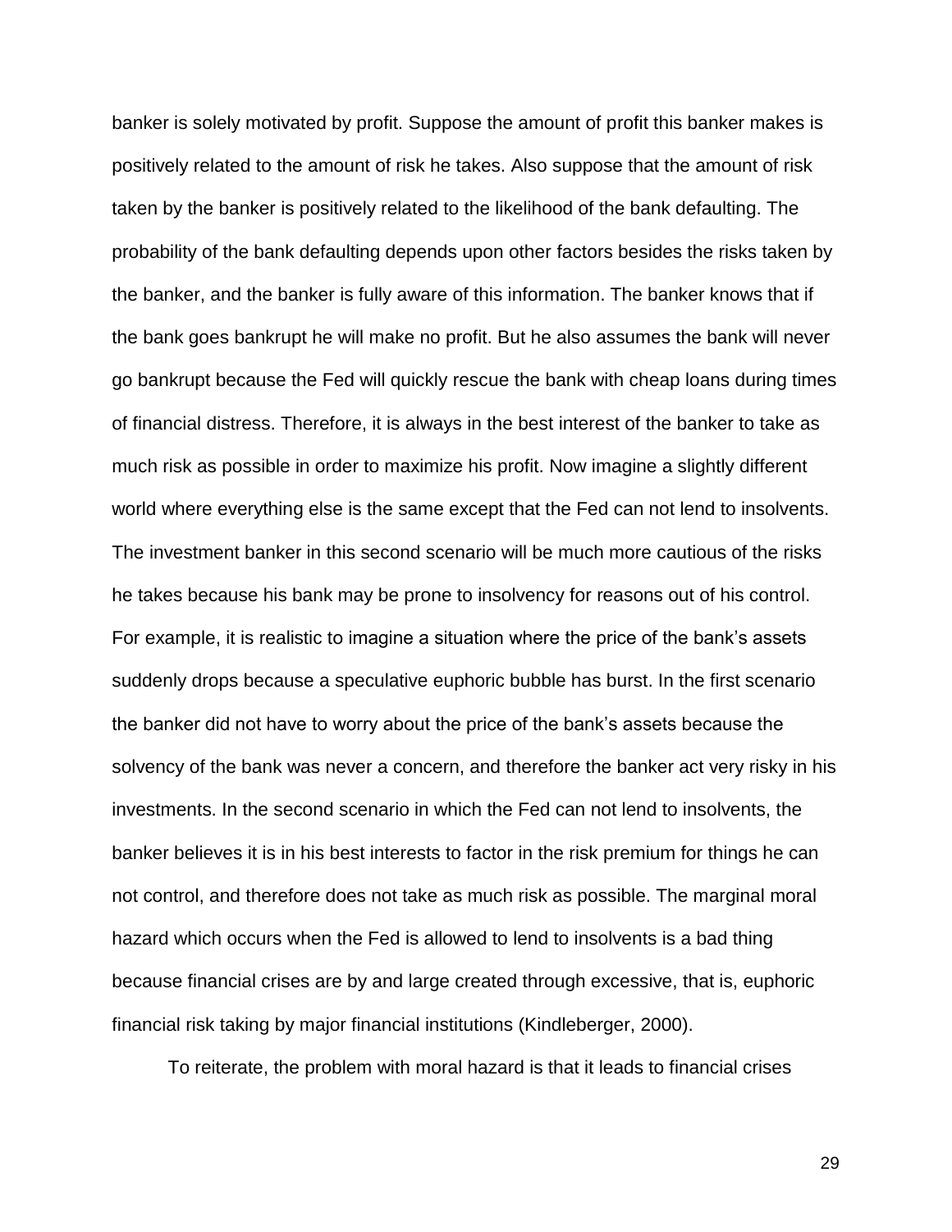banker is solely motivated by profit. Suppose the amount of profit this banker makes is positively related to the amount of risk he takes. Also suppose that the amount of risk taken by the banker is positively related to the likelihood of the bank defaulting. The probability of the bank defaulting depends upon other factors besides the risks taken by the banker, and the banker is fully aware of this information. The banker knows that if the bank goes bankrupt he will make no profit. But he also assumes the bank will never go bankrupt because the Fed will quickly rescue the bank with cheap loans during times of financial distress. Therefore, it is always in the best interest of the banker to take as much risk as possible in order to maximize his profit. Now imagine a slightly different world where everything else is the same except that the Fed can not lend to insolvents. The investment banker in this second scenario will be much more cautious of the risks he takes because his bank may be prone to insolvency for reasons out of his control. For example, it is realistic to imagine a situation where the price of the bank's assets suddenly drops because a speculative euphoric bubble has burst. In the first scenario the banker did not have to worry about the price of the bank's assets because the solvency of the bank was never a concern, and therefore the banker act very risky in his investments. In the second scenario in which the Fed can not lend to insolvents, the banker believes it is in his best interests to factor in the risk premium for things he can not control, and therefore does not take as much risk as possible. The marginal moral hazard which occurs when the Fed is allowed to lend to insolvents is a bad thing because financial crises are by and large created through excessive, that is, euphoric financial risk taking by major financial institutions (Kindleberger, 2000).

To reiterate, the problem with moral hazard is that it leads to financial crises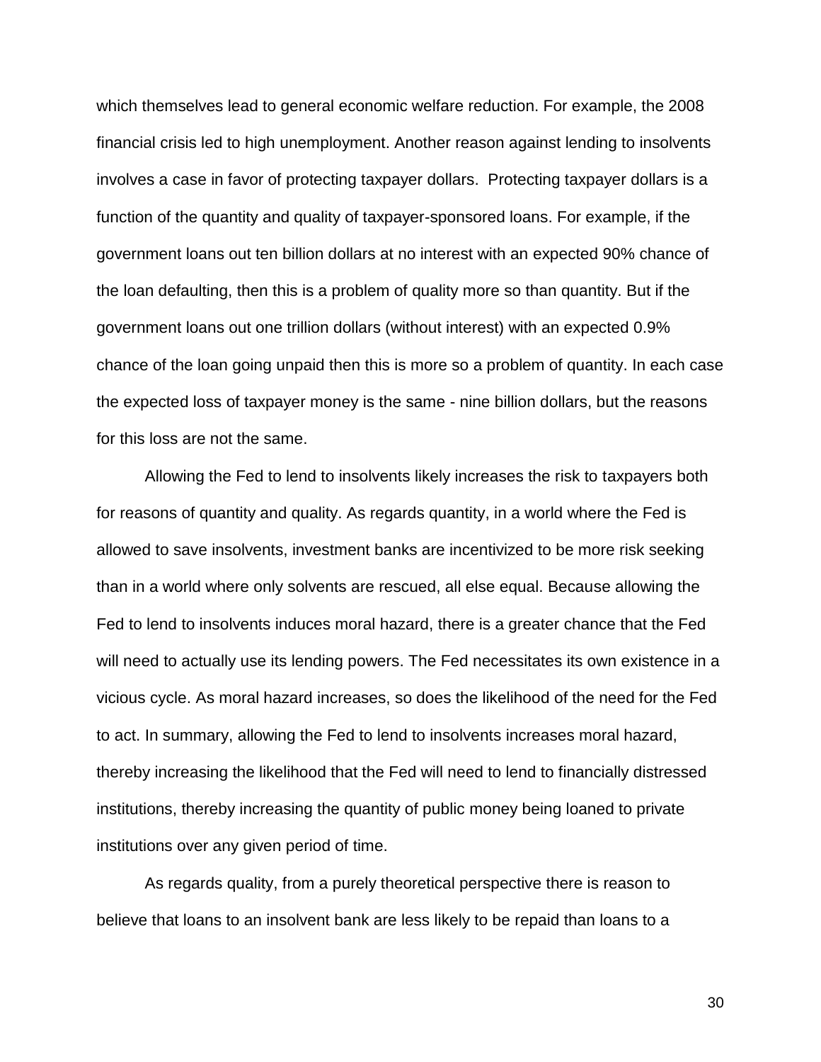which themselves lead to general economic welfare reduction. For example, the 2008 financial crisis led to high unemployment. Another reason against lending to insolvents involves a case in favor of protecting taxpayer dollars.  Protecting taxpayer dollars is a function of the quantity and quality of taxpayer-sponsored loans. For example, if the government loans out ten billion dollars at no interest with an expected 90% chance of the loan defaulting, then this is a problem of quality more so than quantity. But if the government loans out one trillion dollars (without interest) with an expected 0.9% chance of the loan going unpaid then this is more so a problem of quantity. In each case the expected loss of taxpayer money is the same - nine billion dollars, but the reasons for this loss are not the same.

Allowing the Fed to lend to insolvents likely increases the risk to taxpayers both for reasons of quantity and quality. As regards quantity, in a world where the Fed is allowed to save insolvents, investment banks are incentivized to be more risk seeking than in a world where only solvents are rescued, all else equal. Because allowing the Fed to lend to insolvents induces moral hazard, there is a greater chance that the Fed will need to actually use its lending powers. The Fed necessitates its own existence in a vicious cycle. As moral hazard increases, so does the likelihood of the need for the Fed to act. In summary, allowing the Fed to lend to insolvents increases moral hazard, thereby increasing the likelihood that the Fed will need to lend to financially distressed institutions, thereby increasing the quantity of public money being loaned to private institutions over any given period of time.

As regards quality, from a purely theoretical perspective there is reason to believe that loans to an insolvent bank are less likely to be repaid than loans to a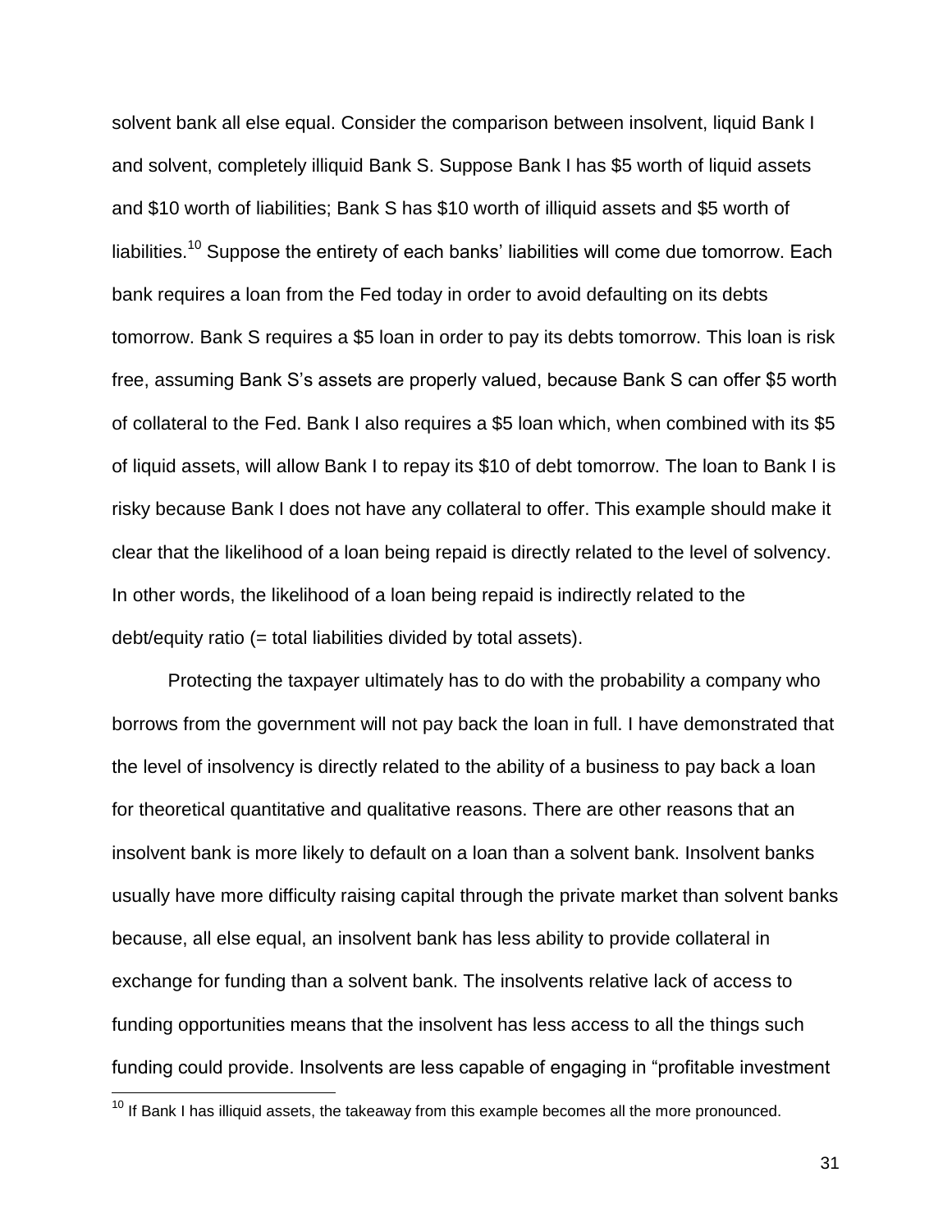solvent bank all else equal. Consider the comparison between insolvent, liquid Bank I and solvent, completely illiquid Bank S. Suppose Bank I has $5 worth of liquid assets and $10 worth of liabilities; Bank S has $10 worth of illiquid assets and $5 worth of liabilities.[10] Suppose the entirety of each banks' liabilities will come due tomorrow. Each bank requires a loan from the Fed today in order to avoid defaulting on its debts tomorrow. Bank S requires a $5 loan in order to pay its debts tomorrow. This loan is risk free, assuming Bank S's assets are properly valued, because Bank S can offer $5 worth of collateral to the Fed. Bank I also requires a $5 loan which, when combined with its $5 of liquid assets, will allow Bank I to repay its $10 of debt tomorrow. The loan to Bank I is risky because Bank I does not have any collateral to offer. This example should make it clear that the likelihood of a loan being repaid is directly related to the level of solvency. In other words, the likelihood of a loan being repaid is indirectly related to the debt/equity ratio (= total liabilities divided by total assets).

Protecting the taxpayer ultimately has to do with the probability a company who borrows from the government will not pay back the loan in full. I have demonstrated that the level of insolvency is directly related to the ability of a business to pay back a loan for theoretical quantitative and qualitative reasons. There are other reasons that an insolvent bank is more likely to default on a loan than a solvent bank. Insolvent banks usually have more difficulty raising capital through the private market than solvent banks because, all else equal, an insolvent bank has less ability to provide collateral in exchange for funding than a solvent bank. The insolvents relative lack of access to funding opportunities means that the insolvent has less access to all the things such funding could provide. Insolvents are less capable of engaging in "profitable investment

[10] If Bank I has illiquid assets, the takeaway from this example becomes all the more pronounced.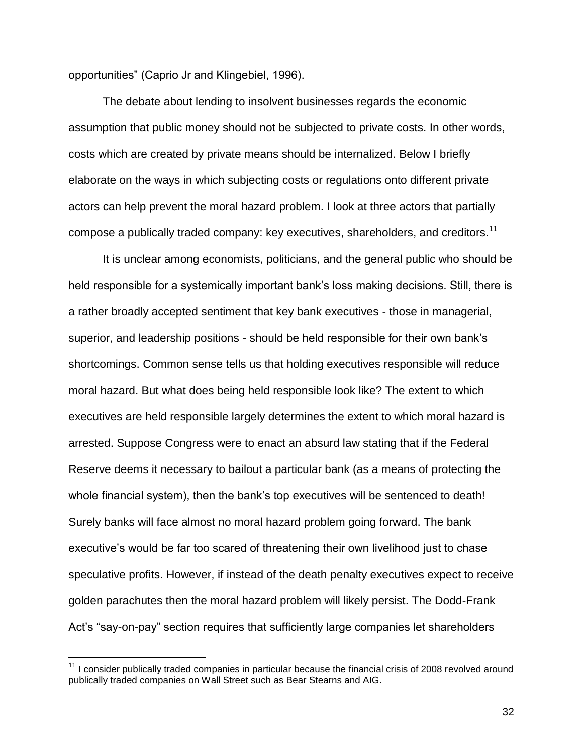opportunities" (Caprio Jr and Klingebiel, 1996).

The debate about lending to insolvent businesses regards the economic assumption that public money should not be subjected to private costs. In other words, costs which are created by private means should be internalized. Below I briefly elaborate on the ways in which subjecting costs or regulations onto different private actors can help prevent the moral hazard problem. I look at three actors that partially compose a publically traded company: key executives, shareholders, and creditors.[11]

It is unclear among economists, politicians, and the general public who should be held responsible for a systemically important bank's loss making decisions. Still, there is a rather broadly accepted sentiment that key bank executives - those in managerial, superior, and leadership positions - should be held responsible for their own bank's shortcomings. Common sense tells us that holding executives responsible will reduce moral hazard. But what does being held responsible look like? The extent to which executives are held responsible largely determines the extent to which moral hazard is arrested. Suppose Congress were to enact an absurd law stating that if the Federal Reserve deems it necessary to bailout a particular bank (as a means of protecting the whole financial system), then the bank's top executives will be sentenced to death! Surely banks will face almost no moral hazard problem going forward. The bank executive's would be far too scared of threatening their own livelihood just to chase speculative profits. However, if instead of the death penalty executives expect to receive golden parachutes then the moral hazard problem will likely persist. The Dodd-Frank Act's "say-on-pay" section requires that sufficiently large companies let shareholders

[11] I consider publically traded companies in particular because the financial crisis of 2008 revolved around publically traded companies on Wall Street such as Bear Stearns and AIG.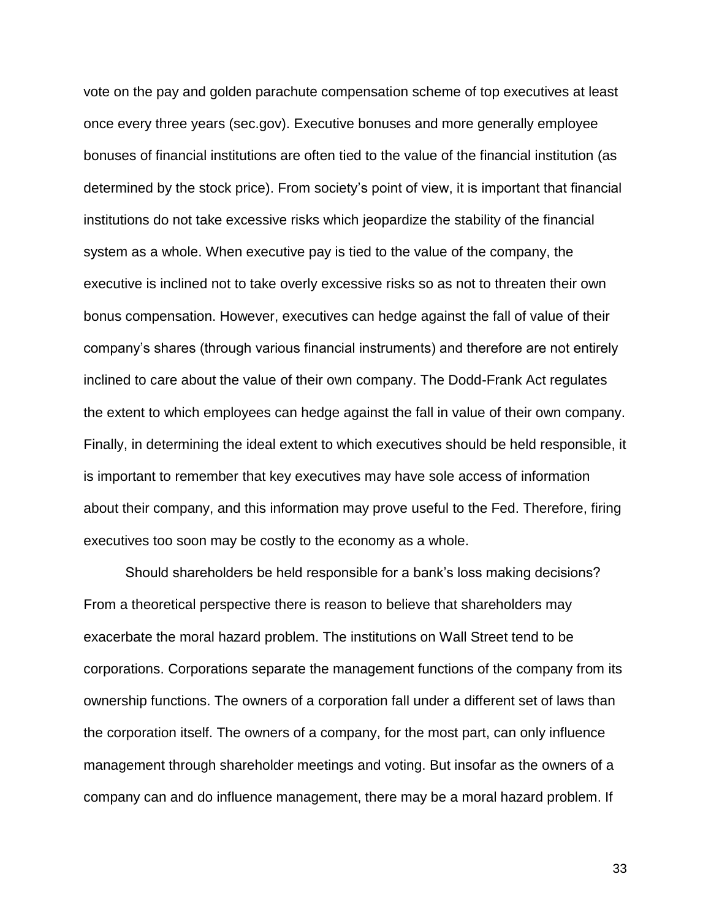vote on the pay and golden parachute compensation scheme of top executives at least once every three years (sec.gov). Executive bonuses and more generally employee bonuses of financial institutions are often tied to the value of the financial institution (as determined by the stock price). From society's point of view, it is important that financial institutions do not take excessive risks which jeopardize the stability of the financial system as a whole. When executive pay is tied to the value of the company, the executive is inclined not to take overly excessive risks so as not to threaten their own bonus compensation. However, executives can hedge against the fall of value of their company's shares (through various financial instruments) and therefore are not entirely inclined to care about the value of their own company. The Dodd-Frank Act regulates the extent to which employees can hedge against the fall in value of their own company. Finally, in determining the ideal extent to which executives should be held responsible, it is important to remember that key executives may have sole access of information about their company, and this information may prove useful to the Fed. Therefore, firing executives too soon may be costly to the economy as a whole.

Should shareholders be held responsible for a bank's loss making decisions? From a theoretical perspective there is reason to believe that shareholders may exacerbate the moral hazard problem. The institutions on Wall Street tend to be corporations. Corporations separate the management functions of the company from its ownership functions. The owners of a corporation fall under a different set of laws than the corporation itself. The owners of a company, for the most part, can only influence management through shareholder meetings and voting. But insofar as the owners of a company can and do influence management, there may be a moral hazard problem. If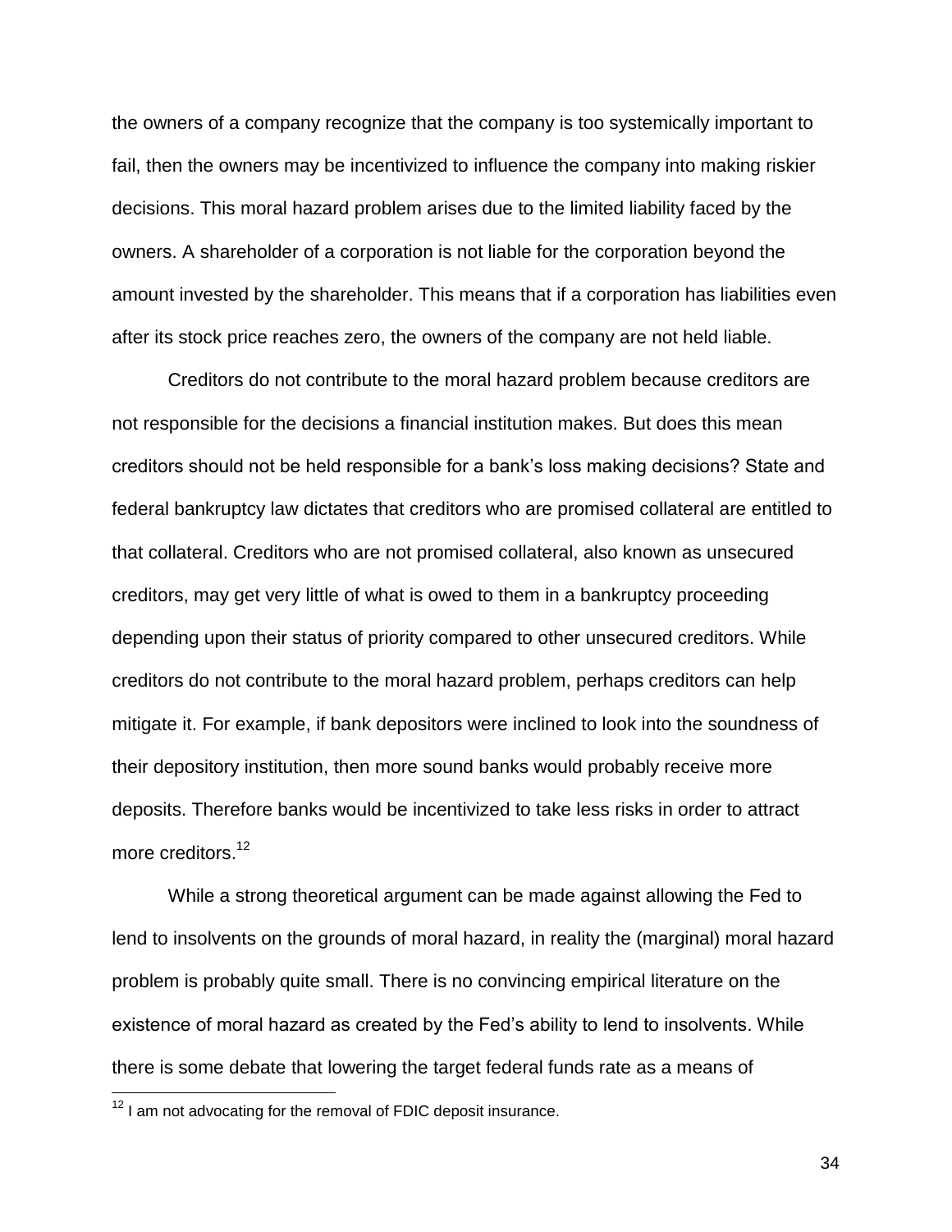the owners of a company recognize that the company is too systemically important to fail, then the owners may be incentivized to influence the company into making riskier decisions. This moral hazard problem arises due to the limited liability faced by the owners. A shareholder of a corporation is not liable for the corporation beyond the amount invested by the shareholder. This means that if a corporation has liabilities even after its stock price reaches zero, the owners of the company are not held liable.

Creditors do not contribute to the moral hazard problem because creditors are not responsible for the decisions a financial institution makes. But does this mean creditors should not be held responsible for a bank's loss making decisions? State and federal bankruptcy law dictates that creditors who are promised collateral are entitled to that collateral. Creditors who are not promised collateral, also known as unsecured creditors, may get very little of what is owed to them in a bankruptcy proceeding depending upon their status of priority compared to other unsecured creditors. While creditors do not contribute to the moral hazard problem, perhaps creditors can help mitigate it. For example, if bank depositors were inclined to look into the soundness of their depository institution, then more sound banks would probably receive more deposits. Therefore banks would be incentivized to take less risks in order to attract more creditors.[12]

While a strong theoretical argument can be made against allowing the Fed to lend to insolvents on the grounds of moral hazard, in reality the (marginal) moral hazard problem is probably quite small. There is no convincing empirical literature on the existence of moral hazard as created by the Fed's ability to lend to insolvents. While there is some debate that lowering the target federal funds rate as a means of

[12] I am not advocating for the removal of FDIC deposit insurance.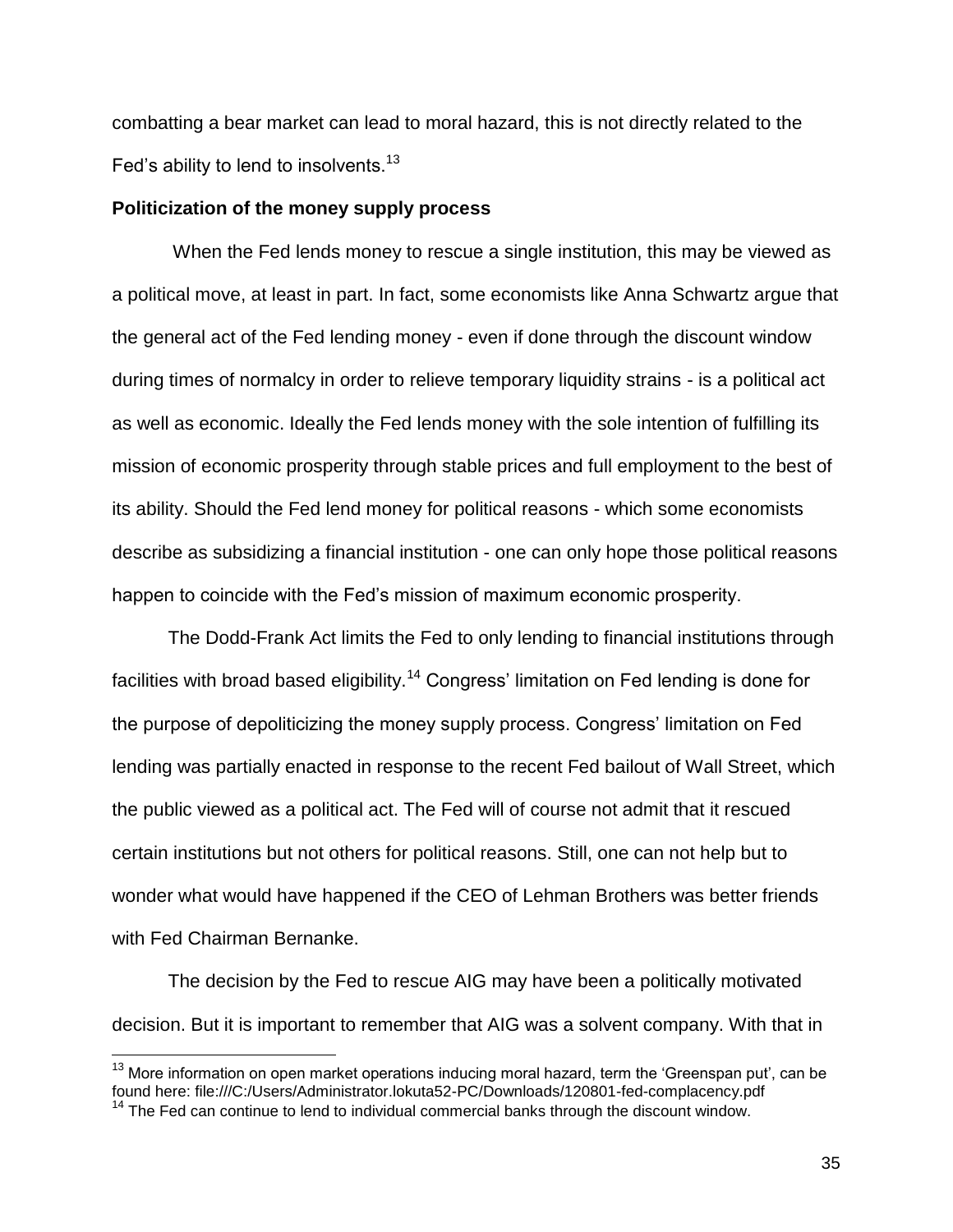combatting a bear market can lead to moral hazard, this is not directly related to the Fed's ability to lend to insolvents.[13]

**Politicization of the money supply process**

When the Fed lends money to rescue a single institution, this may be viewed as a political move, at least in part. In fact, some economists like Anna Schwartz argue that the general act of the Fed lending money - even if done through the discount window during times of normalcy in order to relieve temporary liquidity strains - is a political act as well as economic. Ideally the Fed lends money with the sole intention of fulfilling its mission of economic prosperity through stable prices and full employment to the best of its ability. Should the Fed lend money for political reasons - which some economists describe as subsidizing a financial institution - one can only hope those political reasons happen to coincide with the Fed's mission of maximum economic prosperity.

The Dodd-Frank Act limits the Fed to only lending to financial institutions through facilities with broad based eligibility.[14] Congress' limitation on Fed lending is done for the purpose of depoliticizing the money supply process. Congress' limitation on Fed lending was partially enacted in response to the recent Fed bailout of Wall Street, which the public viewed as a political act. The Fed will of course not admit that it rescued certain institutions but not others for political reasons. Still, one can not help but to wonder what would have happened if the CEO of Lehman Brothers was better friends with Fed Chairman Bernanke.

The decision by the Fed to rescue AIG may have been a politically motivated decision. But it is important to remember that AIG was a solvent company. With that in

---

[13] More information on open market operations inducing moral hazard, term the 'Greenspan put', can be found here: file:///C:/Users/Administrator.lokuta52-PC/Downloads/120801-fed-complacency.pdf

[14] The Fed can continue to lend to individual commercial banks through the discount window.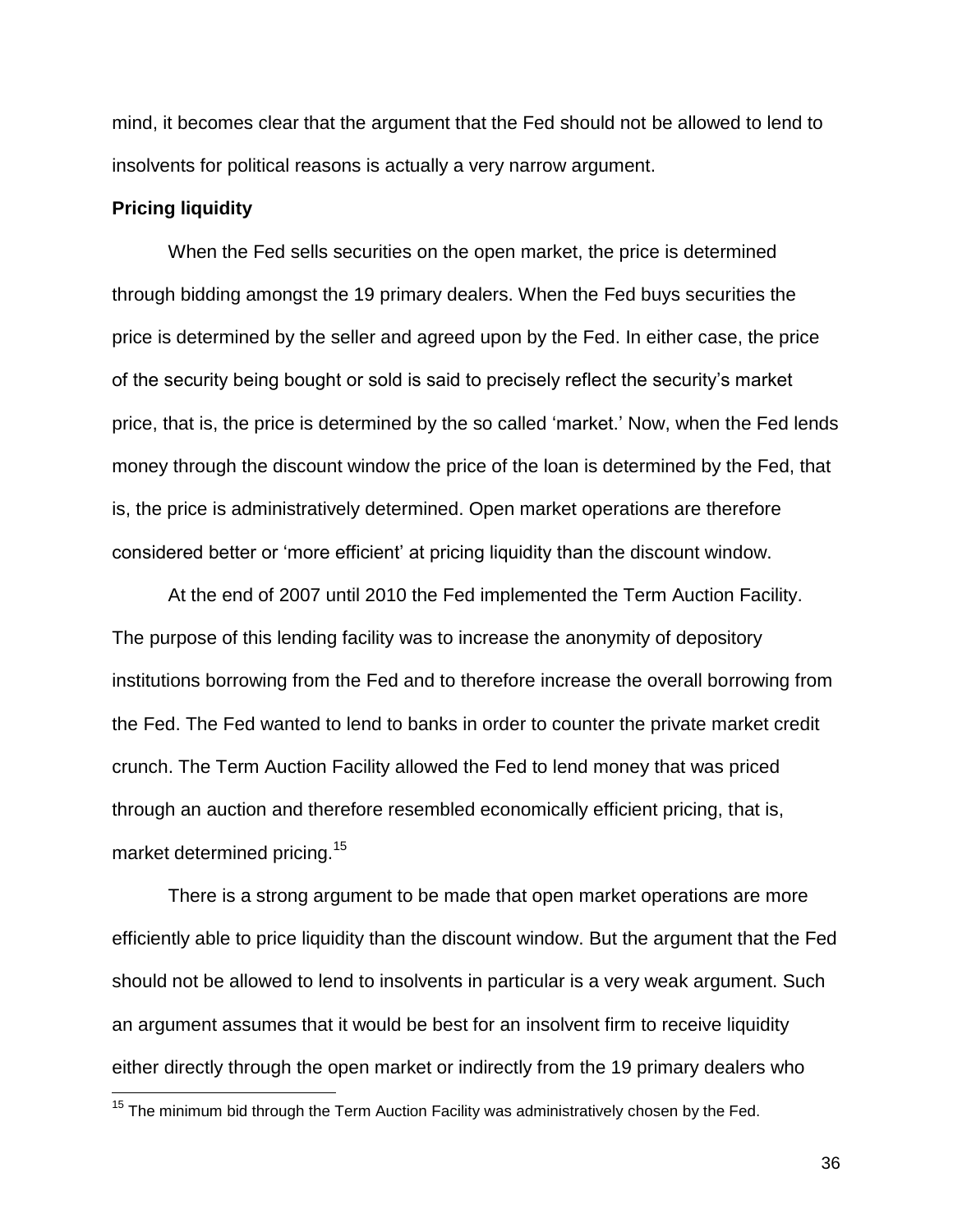mind, it becomes clear that the argument that the Fed should not be allowed to lend to insolvents for political reasons is actually a very narrow argument.

**Pricing liquidity**

When the Fed sells securities on the open market, the price is determined through bidding amongst the 19 primary dealers. When the Fed buys securities the price is determined by the seller and agreed upon by the Fed. In either case, the price of the security being bought or sold is said to precisely reflect the security's market price, that is, the price is determined by the so called 'market.' Now, when the Fed lends money through the discount window the price of the loan is determined by the Fed, that is, the price is administratively determined. Open market operations are therefore considered better or 'more efficient' at pricing liquidity than the discount window.

At the end of 2007 until 2010 the Fed implemented the Term Auction Facility. The purpose of this lending facility was to increase the anonymity of depository institutions borrowing from the Fed and to therefore increase the overall borrowing from the Fed. The Fed wanted to lend to banks in order to counter the private market credit crunch. The Term Auction Facility allowed the Fed to lend money that was priced through an auction and therefore resembled economically efficient pricing, that is, market determined pricing.[15]

There is a strong argument to be made that open market operations are more efficiently able to price liquidity than the discount window. But the argument that the Fed should not be allowed to lend to insolvents in particular is a very weak argument. Such an argument assumes that it would be best for an insolvent firm to receive liquidity either directly through the open market or indirectly from the 19 primary dealers who

[15] The minimum bid through the Term Auction Facility was administratively chosen by the Fed.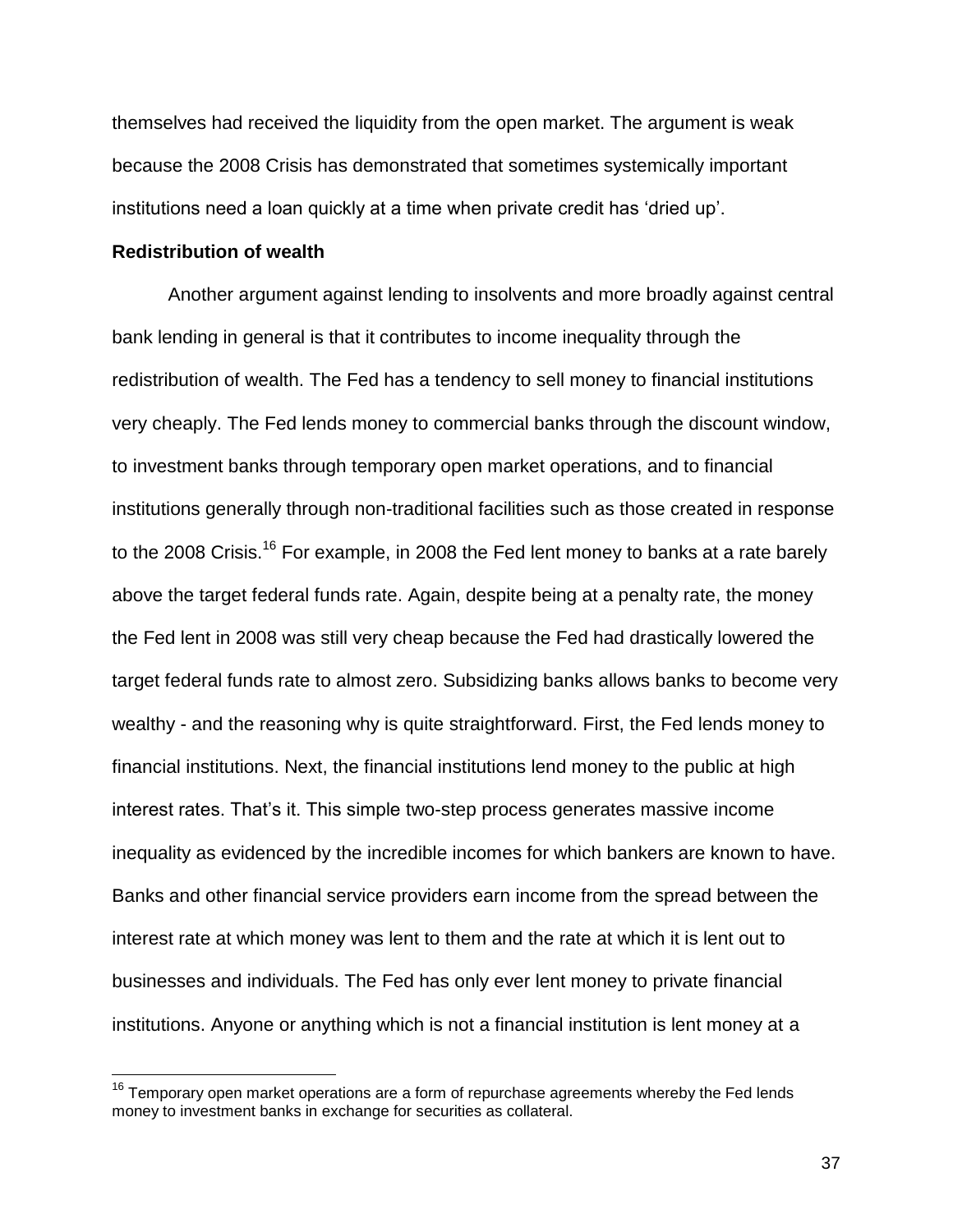themselves had received the liquidity from the open market. The argument is weak because the 2008 Crisis has demonstrated that sometimes systemically important institutions need a loan quickly at a time when private credit has 'dried up'.

**Redistribution of wealth**

Another argument against lending to insolvents and more broadly against central bank lending in general is that it contributes to income inequality through the redistribution of wealth. The Fed has a tendency to sell money to financial institutions very cheaply. The Fed lends money to commercial banks through the discount window, to investment banks through temporary open market operations, and to financial institutions generally through non-traditional facilities such as those created in response to the 2008 Crisis.[16] For example, in 2008 the Fed lent money to banks at a rate barely above the target federal funds rate. Again, despite being at a penalty rate, the money the Fed lent in 2008 was still very cheap because the Fed had drastically lowered the target federal funds rate to almost zero. Subsidizing banks allows banks to become very wealthy - and the reasoning why is quite straightforward. First, the Fed lends money to financial institutions. Next, the financial institutions lend money to the public at high interest rates. That's it. This simple two-step process generates massive income inequality as evidenced by the incredible incomes for which bankers are known to have. Banks and other financial service providers earn income from the spread between the interest rate at which money was lent to them and the rate at which it is lent out to businesses and individuals. The Fed has only ever lent money to private financial institutions. Anyone or anything which is not a financial institution is lent money at a

[16] Temporary open market operations are a form of repurchase agreements whereby the Fed lends money to investment banks in exchange for securities as collateral.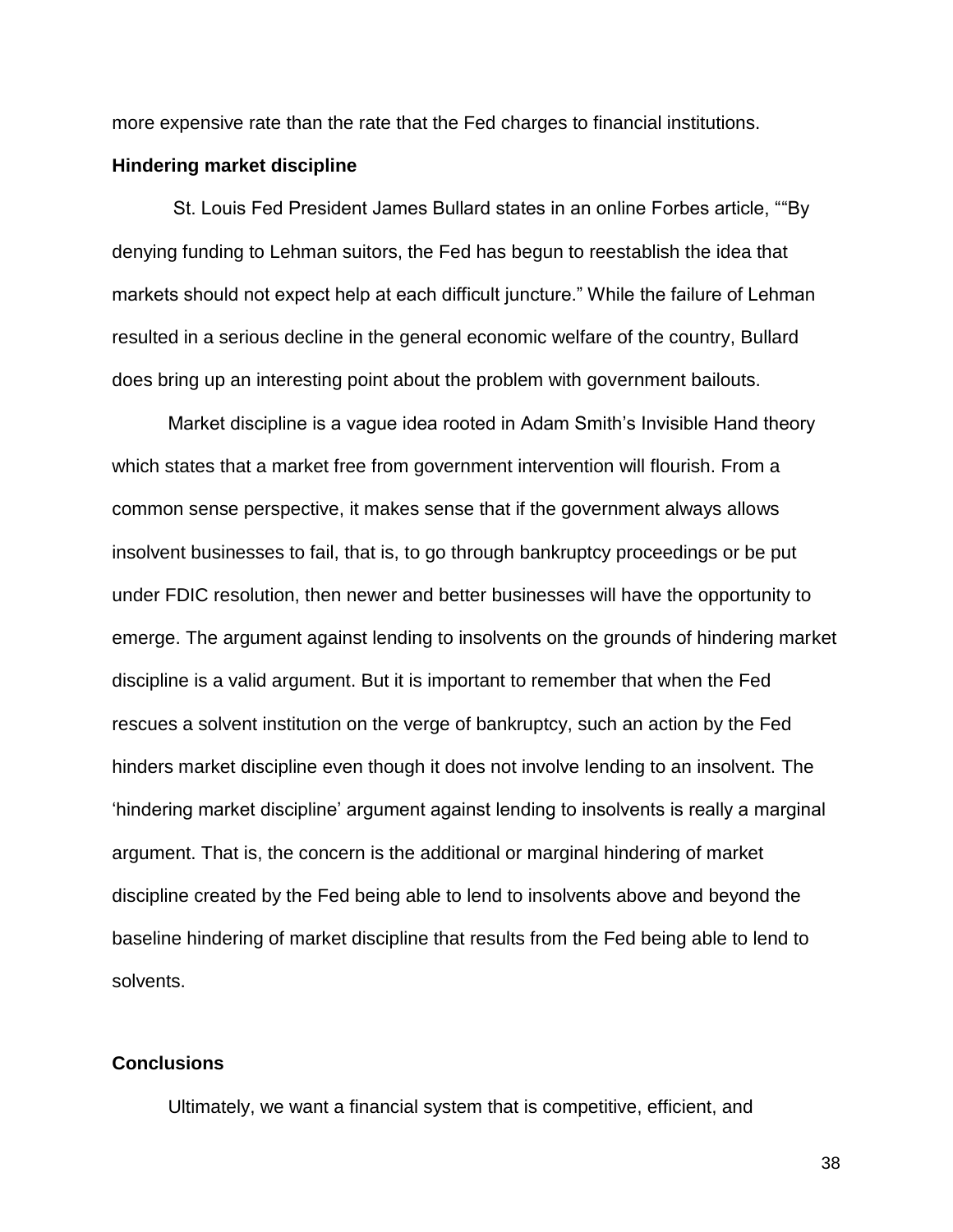more expensive rate than the rate that the Fed charges to financial institutions.

**Hindering market discipline**

St. Louis Fed President James Bullard states in an online Forbes article, ""By denying funding to Lehman suitors, the Fed has begun to reestablish the idea that markets should not expect help at each difficult juncture." While the failure of Lehman resulted in a serious decline in the general economic welfare of the country, Bullard does bring up an interesting point about the problem with government bailouts.

Market discipline is a vague idea rooted in Adam Smith's Invisible Hand theory which states that a market free from government intervention will flourish. From a common sense perspective, it makes sense that if the government always allows insolvent businesses to fail, that is, to go through bankruptcy proceedings or be put under FDIC resolution, then newer and better businesses will have the opportunity to emerge. The argument against lending to insolvents on the grounds of hindering market discipline is a valid argument. But it is important to remember that when the Fed rescues a solvent institution on the verge of bankruptcy, such an action by the Fed hinders market discipline even though it does not involve lending to an insolvent. The 'hindering market discipline' argument against lending to insolvents is really a marginal argument. That is, the concern is the additional or marginal hindering of market discipline created by the Fed being able to lend to insolvents above and beyond the baseline hindering of market discipline that results from the Fed being able to lend to solvents.

**Conclusions**

Ultimately, we want a financial system that is competitive, efficient, and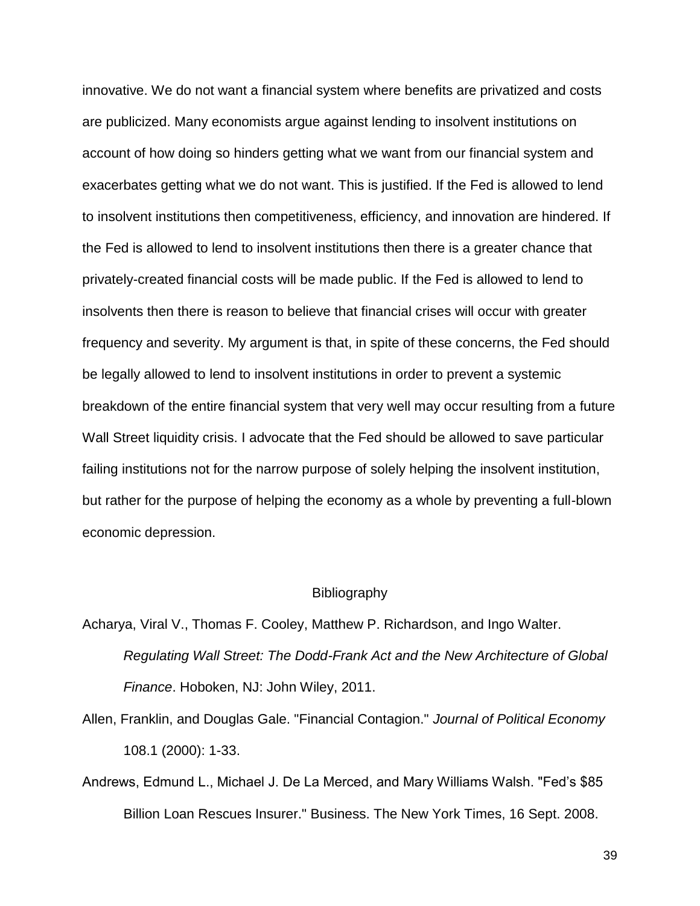innovative. We do not want a financial system where benefits are privatized and costs are publicized. Many economists argue against lending to insolvent institutions on account of how doing so hinders getting what we want from our financial system and exacerbates getting what we do not want. This is justified. If the Fed is allowed to lend to insolvent institutions then competitiveness, efficiency, and innovation are hindered. If the Fed is allowed to lend to insolvent institutions then there is a greater chance that privately-created financial costs will be made public. If the Fed is allowed to lend to insolvents then there is reason to believe that financial crises will occur with greater frequency and severity. My argument is that, in spite of these concerns, the Fed should be legally allowed to lend to insolvent institutions in order to prevent a systemic breakdown of the entire financial system that very well may occur resulting from a future Wall Street liquidity crisis. I advocate that the Fed should be allowed to save particular failing institutions not for the narrow purpose of solely helping the insolvent institution, but rather for the purpose of helping the economy as a whole by preventing a full-blown economic depression.

## Bibliography

Acharya, Viral V., Thomas F. Cooley, Matthew P. Richardson, and Ingo Walter. *Regulating Wall Street: The Dodd-Frank Act and the New Architecture of Global Finance*. Hoboken, NJ: John Wiley, 2011.

Allen, Franklin, and Douglas Gale. "Financial Contagion." *Journal of Political Economy* 108.1 (2000): 1-33.

Andrews, Edmund L., Michael J. De La Merced, and Mary Williams Walsh. "Fed's $85 Billion Loan Rescues Insurer." Business. The New York Times, 16 Sept. 2008.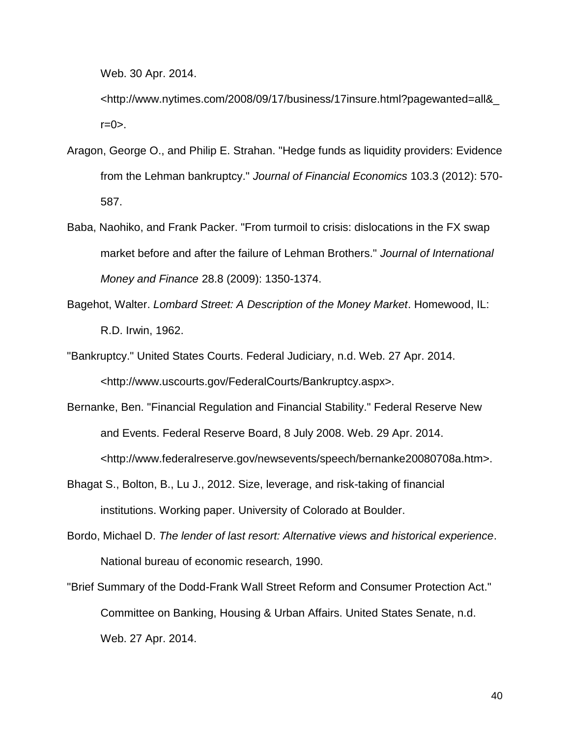Web. 30 Apr. 2014. <http://www.nytimes.com/2008/09/17/business/17insure.html?pagewanted=all&_r=0>.

Aragon, George O., and Philip E. Strahan. "Hedge funds as liquidity providers: Evidence from the Lehman bankruptcy." *Journal of Financial Economics* 103.3 (2012): 570-587.

Baba, Naohiko, and Frank Packer. "From turmoil to crisis: dislocations in the FX swap market before and after the failure of Lehman Brothers." *Journal of International Money and Finance* 28.8 (2009): 1350-1374.

Bagehot, Walter. *Lombard Street: A Description of the Money Market*. Homewood, IL: R.D. Irwin, 1962.

"Bankruptcy." United States Courts. Federal Judiciary, n.d. Web. 27 Apr. 2014. <http://www.uscourts.gov/FederalCourts/Bankruptcy.aspx>.

Bernanke, Ben. "Financial Regulation and Financial Stability." Federal Reserve New and Events. Federal Reserve Board, 8 July 2008. Web. 29 Apr. 2014. <http://www.federalreserve.gov/newsevents/speech/bernanke20080708a.htm>.

Bhagat S., Bolton, B., Lu J., 2012. Size, leverage, and risk-taking of financial institutions. Working paper. University of Colorado at Boulder.

Bordo, Michael D. *The lender of last resort: Alternative views and historical experience*. National bureau of economic research, 1990.

"Brief Summary of the Dodd-Frank Wall Street Reform and Consumer Protection Act." Committee on Banking, Housing & Urban Affairs. United States Senate, n.d. Web. 27 Apr. 2014.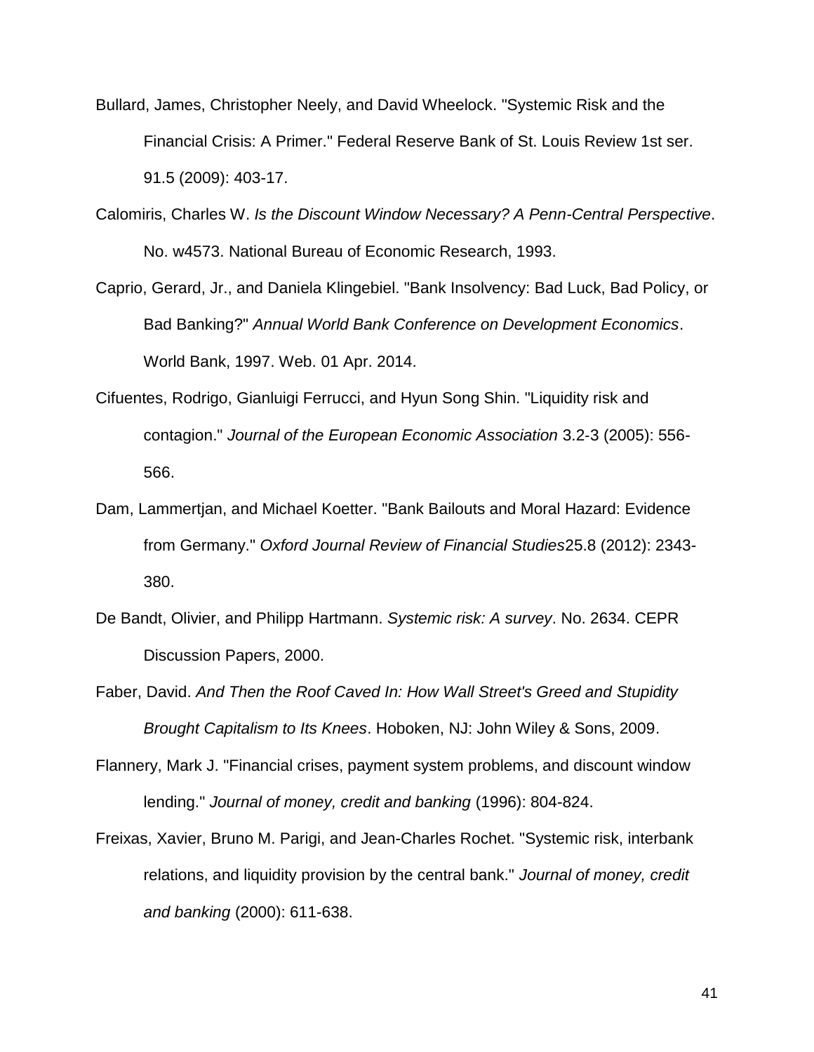Bullard, James, Christopher Neely, and David Wheelock. "Systemic Risk and the Financial Crisis: A Primer." Federal Reserve Bank of St. Louis Review 1st ser. 91.5 (2009): 403-17.

Calomiris, Charles W. *Is the Discount Window Necessary? A Penn-Central Perspective*. No. w4573. National Bureau of Economic Research, 1993.

Caprio, Gerard, Jr., and Daniela Klingebiel. "Bank Insolvency: Bad Luck, Bad Policy, or Bad Banking?" *Annual World Bank Conference on Development Economics*. World Bank, 1997. Web. 01 Apr. 2014.

Cifuentes, Rodrigo, Gianluigi Ferrucci, and Hyun Song Shin. "Liquidity risk and contagion." *Journal of the European Economic Association* 3.2-3 (2005): 556-566.

Dam, Lammertjan, and Michael Koetter. "Bank Bailouts and Moral Hazard: Evidence from Germany." *Oxford Journal Review of Financial Studies*25.8 (2012): 2343-380.

De Bandt, Olivier, and Philipp Hartmann. *Systemic risk: A survey*. No. 2634. CEPR Discussion Papers, 2000.

Faber, David. *And Then the Roof Caved In: How Wall Street's Greed and Stupidity Brought Capitalism to Its Knees*. Hoboken, NJ: John Wiley & Sons, 2009.

Flannery, Mark J. "Financial crises, payment system problems, and discount window lending." *Journal of money, credit and banking* (1996): 804-824.

Freixas, Xavier, Bruno M. Parigi, and Jean-Charles Rochet. "Systemic risk, interbank relations, and liquidity provision by the central bank." *Journal of money, credit and banking* (2000): 611-638.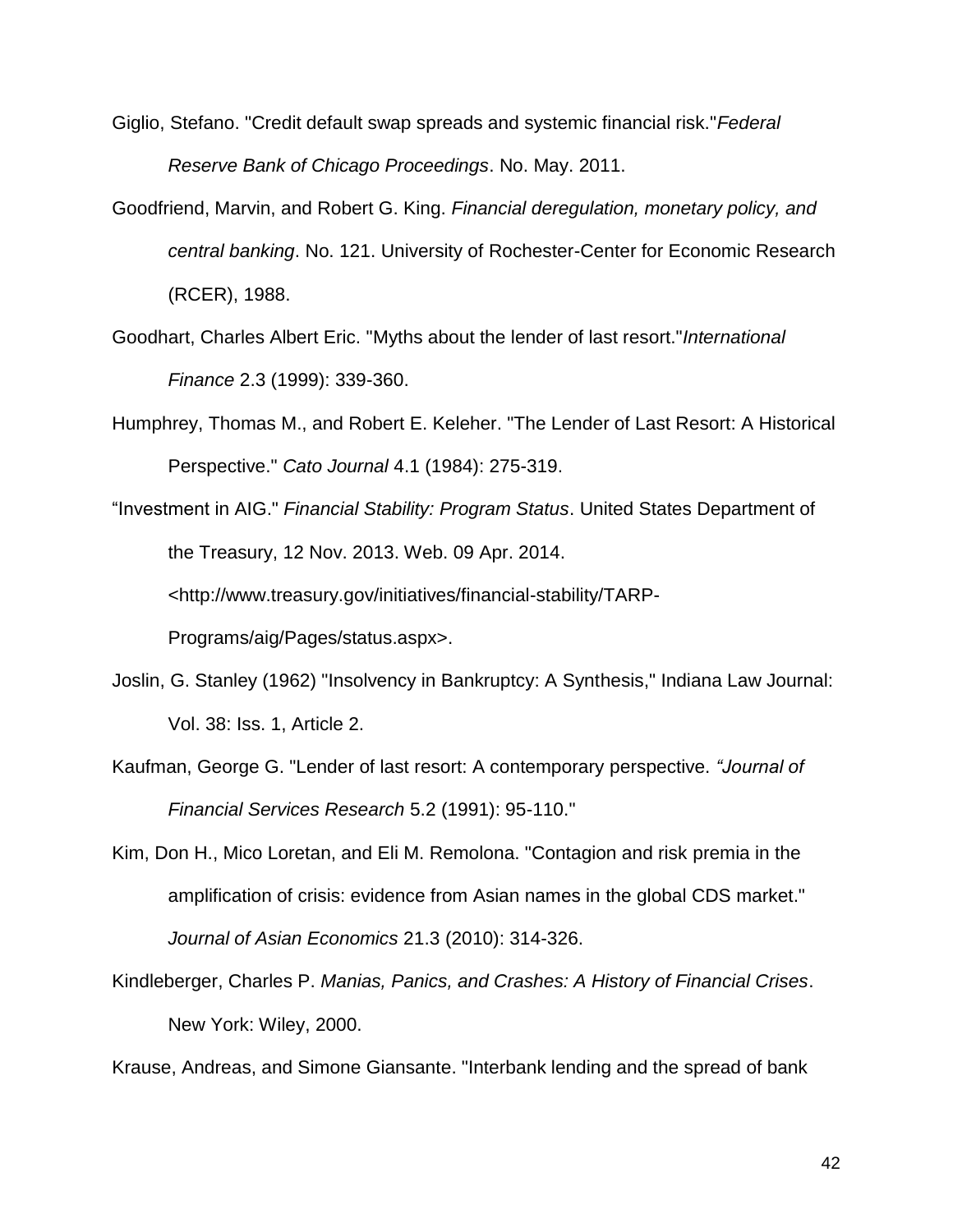Giglio, Stefano. "Credit default swap spreads and systemic financial risk."*Federal Reserve Bank of Chicago Proceedings*. No. May. 2011.

Goodfriend, Marvin, and Robert G. King. *Financial deregulation, monetary policy, and central banking*. No. 121. University of Rochester-Center for Economic Research (RCER), 1988.

Goodhart, Charles Albert Eric. "Myths about the lender of last resort."*International Finance* 2.3 (1999): 339-360.

Humphrey, Thomas M., and Robert E. Keleher. "The Lender of Last Resort: A Historical Perspective." *Cato Journal* 4.1 (1984): 275-319.

"Investment in AIG." *Financial Stability: Program Status*. United States Department of the Treasury, 12 Nov. 2013. Web. 09 Apr. 2014. <http://www.treasury.gov/initiatives/financial-stability/TARP-Programs/aig/Pages/status.aspx>.

Joslin, G. Stanley (1962) "Insolvency in Bankruptcy: A Synthesis," Indiana Law Journal: Vol. 38: Iss. 1, Article 2.

Kaufman, George G. "Lender of last resort: A contemporary perspective. *"Journal of Financial Services Research* 5.2 (1991): 95-110."

Kim, Don H., Mico Loretan, and Eli M. Remolona. "Contagion and risk premia in the amplification of crisis: evidence from Asian names in the global CDS market." *Journal of Asian Economics* 21.3 (2010): 314-326.

Kindleberger, Charles P. *Manias, Panics, and Crashes: A History of Financial Crises*. New York: Wiley, 2000.

Krause, Andreas, and Simone Giansante. "Interbank lending and the spread of bank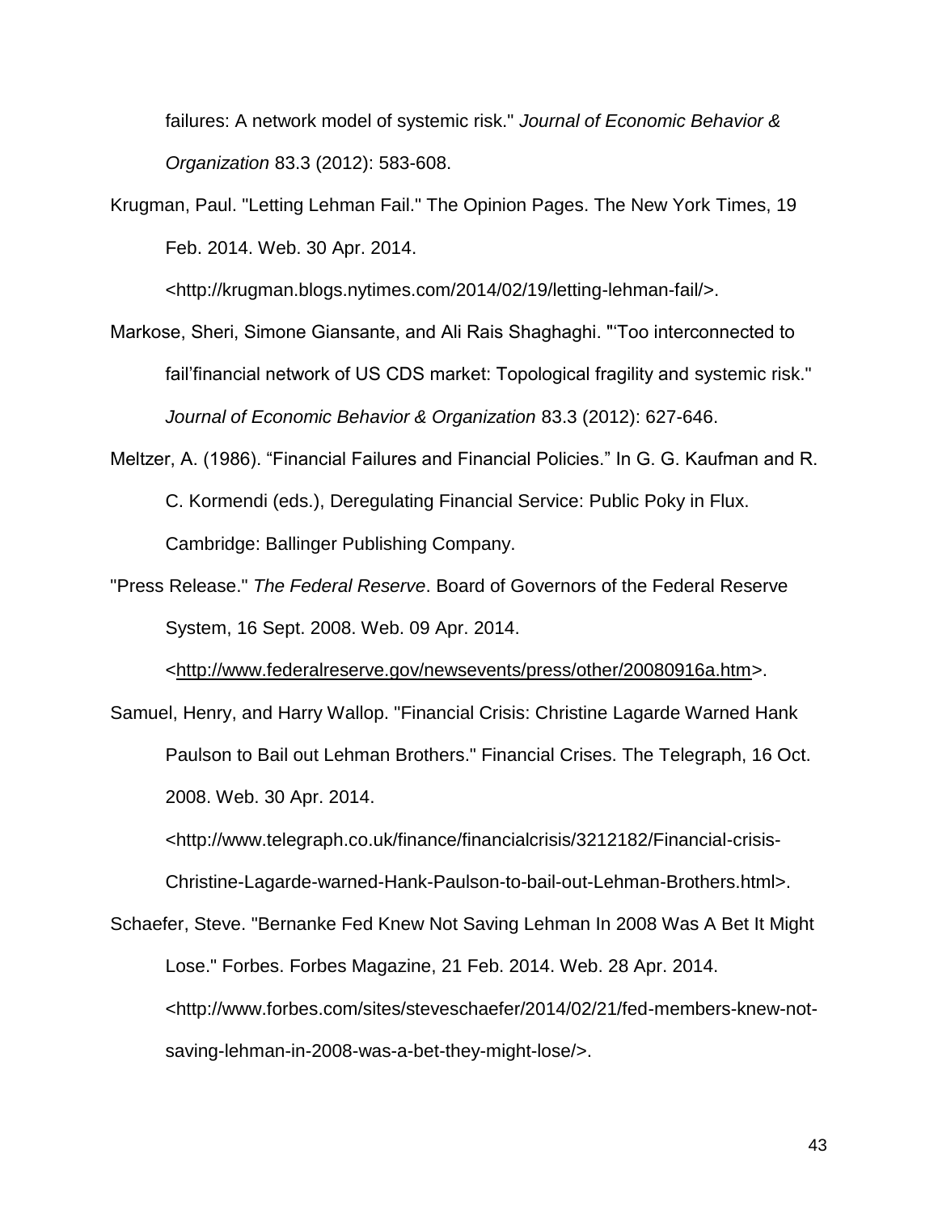failures: A network model of systemic risk." *Journal of Economic Behavior & Organization* 83.3 (2012): 583-608.

Krugman, Paul. "Letting Lehman Fail." The Opinion Pages. The New York Times, 19 Feb. 2014. Web. 30 Apr. 2014. <http://krugman.blogs.nytimes.com/2014/02/19/letting-lehman-fail/>.

Markose, Sheri, Simone Giansante, and Ali Rais Shaghaghi. "'Too interconnected to fail'financial network of US CDS market: Topological fragility and systemic risk." *Journal of Economic Behavior & Organization* 83.3 (2012): 627-646.

Meltzer, A. (1986). "Financial Failures and Financial Policies." In G. G. Kaufman and R. C. Kormendi (eds.), Deregulating Financial Service: Public Poky in Flux. Cambridge: Ballinger Publishing Company.

"Press Release." *The Federal Reserve*. Board of Governors of the Federal Reserve System, 16 Sept. 2008. Web. 09 Apr. 2014. <http://www.federalreserve.gov/newsevents/press/other/20080916a.htm>.

Samuel, Henry, and Harry Wallop. "Financial Crisis: Christine Lagarde Warned Hank Paulson to Bail out Lehman Brothers." Financial Crises. The Telegraph, 16 Oct. 2008. Web. 30 Apr. 2014. <http://www.telegraph.co.uk/finance/financialcrisis/3212182/Financial-crisis-Christine-Lagarde-warned-Hank-Paulson-to-bail-out-Lehman-Brothers.html>.

Schaefer, Steve. "Bernanke Fed Knew Not Saving Lehman In 2008 Was A Bet It Might Lose." Forbes. Forbes Magazine, 21 Feb. 2014. Web. 28 Apr. 2014. <http://www.forbes.com/sites/steveschaefer/2014/02/21/fed-members-knew-not-saving-lehman-in-2008-was-a-bet-they-might-lose/>.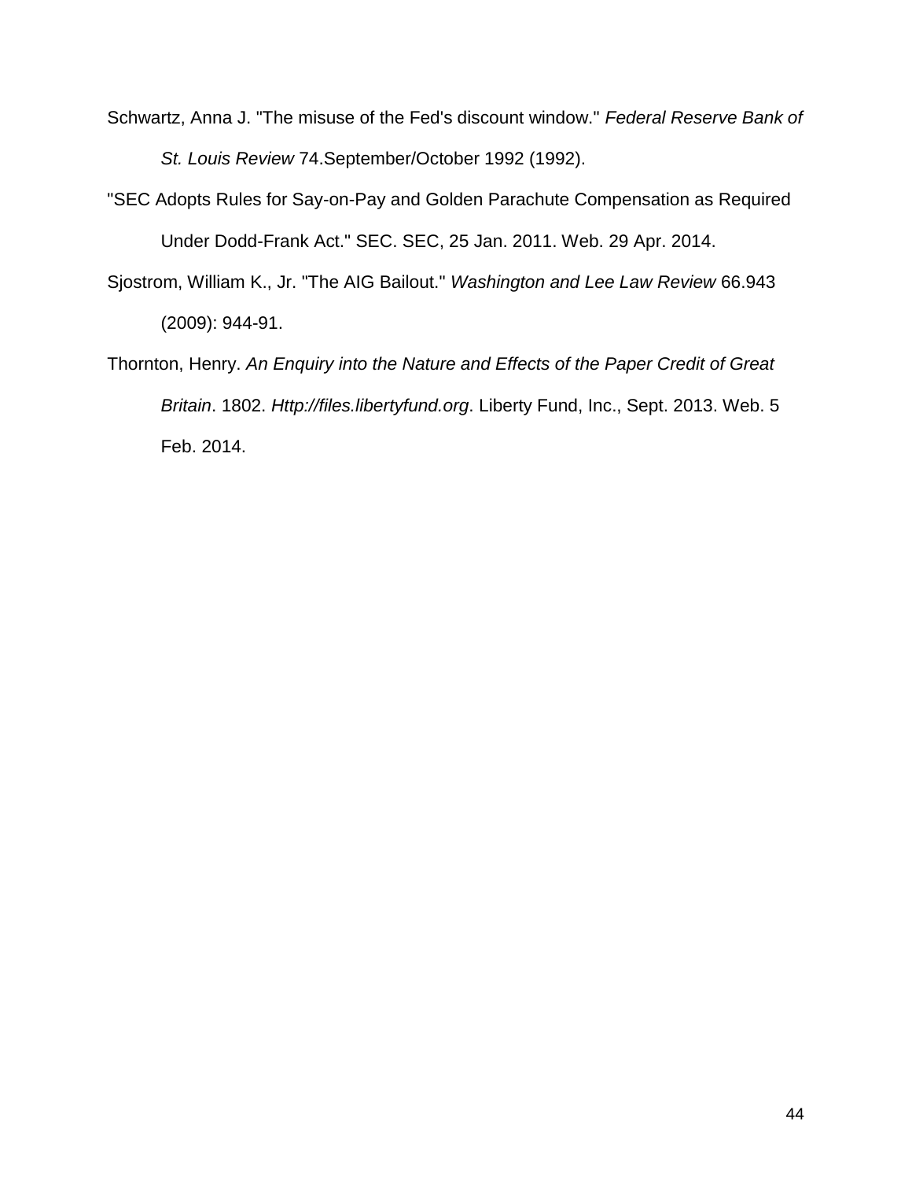Schwartz, Anna J. "The misuse of the Fed's discount window." *Federal Reserve Bank of St. Louis Review* 74.September/October 1992 (1992).

"SEC Adopts Rules for Say-on-Pay and Golden Parachute Compensation as Required Under Dodd-Frank Act." SEC. SEC, 25 Jan. 2011. Web. 29 Apr. 2014.

Sjostrom, William K., Jr. "The AIG Bailout." *Washington and Lee Law Review* 66.943 (2009): 944-91.

Thornton, Henry. *An Enquiry into the Nature and Effects of the Paper Credit of Great Britain*. 1802. *Http://files.libertyfund.org*. Liberty Fund, Inc., Sept. 2013. Web. 5 Feb. 2014.